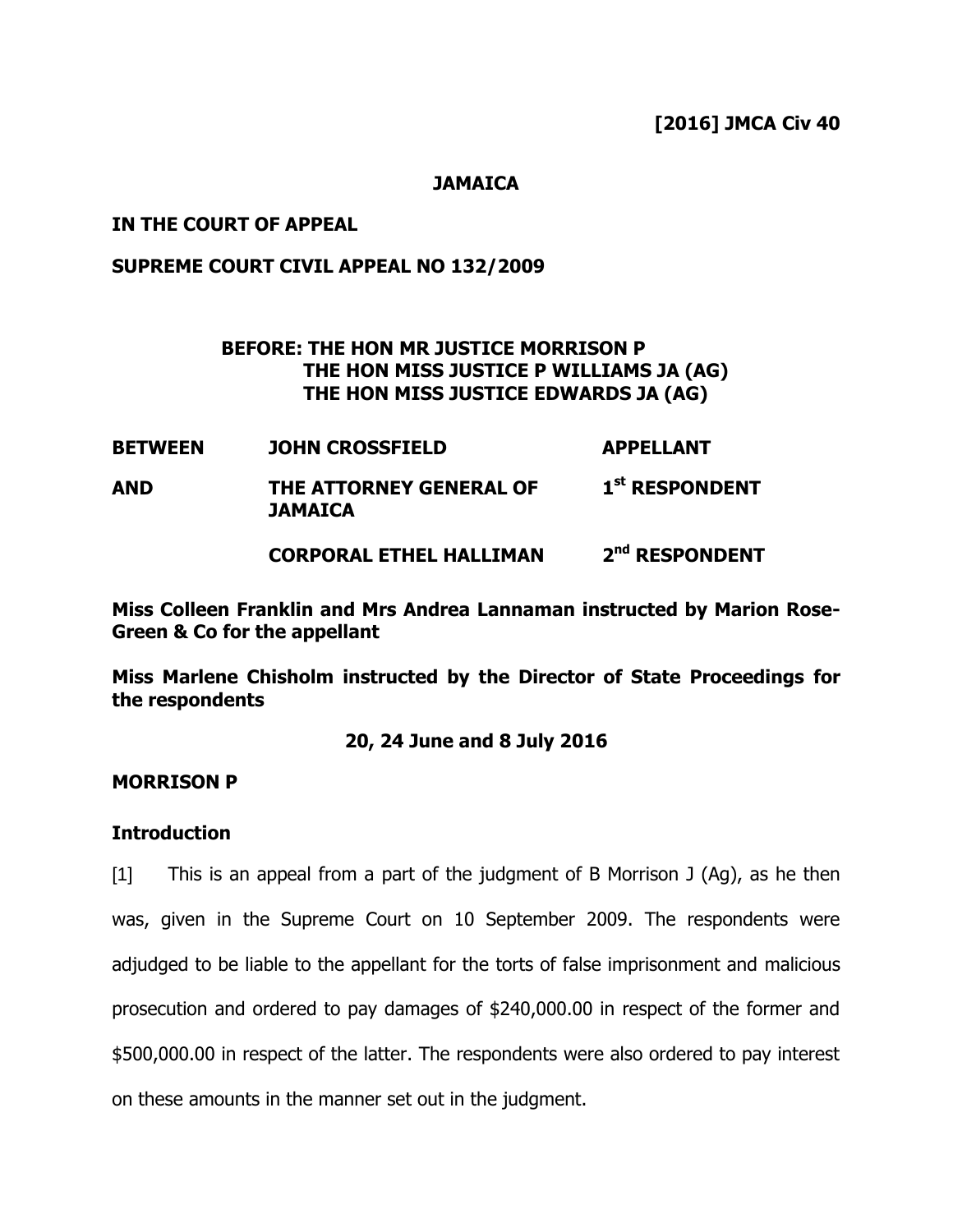**[2016] JMCA Civ 40**

**JAMAICA**

**IN THE COURT OF APPEAL**

**SUPREME COURT CIVIL APPEAL NO 132/2009**

**BEFORE: THE HON MR JUSTICE MORRISON P**
**THE HON MISS JUSTICE P WILLIAMS JA (AG)**
**THE HON MISS JUSTICE EDWARDS JA (AG)**

| | | |
|---|---|---|
| **BETWEEN** | **JOHN CROSSFIELD** | **APPELLANT** |
| **AND** | **THE ATTORNEY GENERAL OF JAMAICA** | **1st RESPONDENT** |
| | **CORPORAL ETHEL HALLIMAN** | **2nd RESPONDENT** |

**Miss Colleen Franklin and Mrs Andrea Lannaman instructed by Marion Rose-Green & Co for the appellant**

**Miss Marlene Chisholm instructed by the Director of State Proceedings for the respondents**

**20, 24 June and 8 July 2016**

**MORRISON P**

**Introduction**

[1] This is an appeal from a part of the judgment of B Morrison J (Ag), as he then was, given in the Supreme Court on 10 September 2009. The respondents were adjudged to be liable to the appellant for the torts of false imprisonment and malicious prosecution and ordered to pay damages of $240,000.00 in respect of the former and $500,000.00 in respect of the latter. The respondents were also ordered to pay interest on these amounts in the manner set out in the judgment.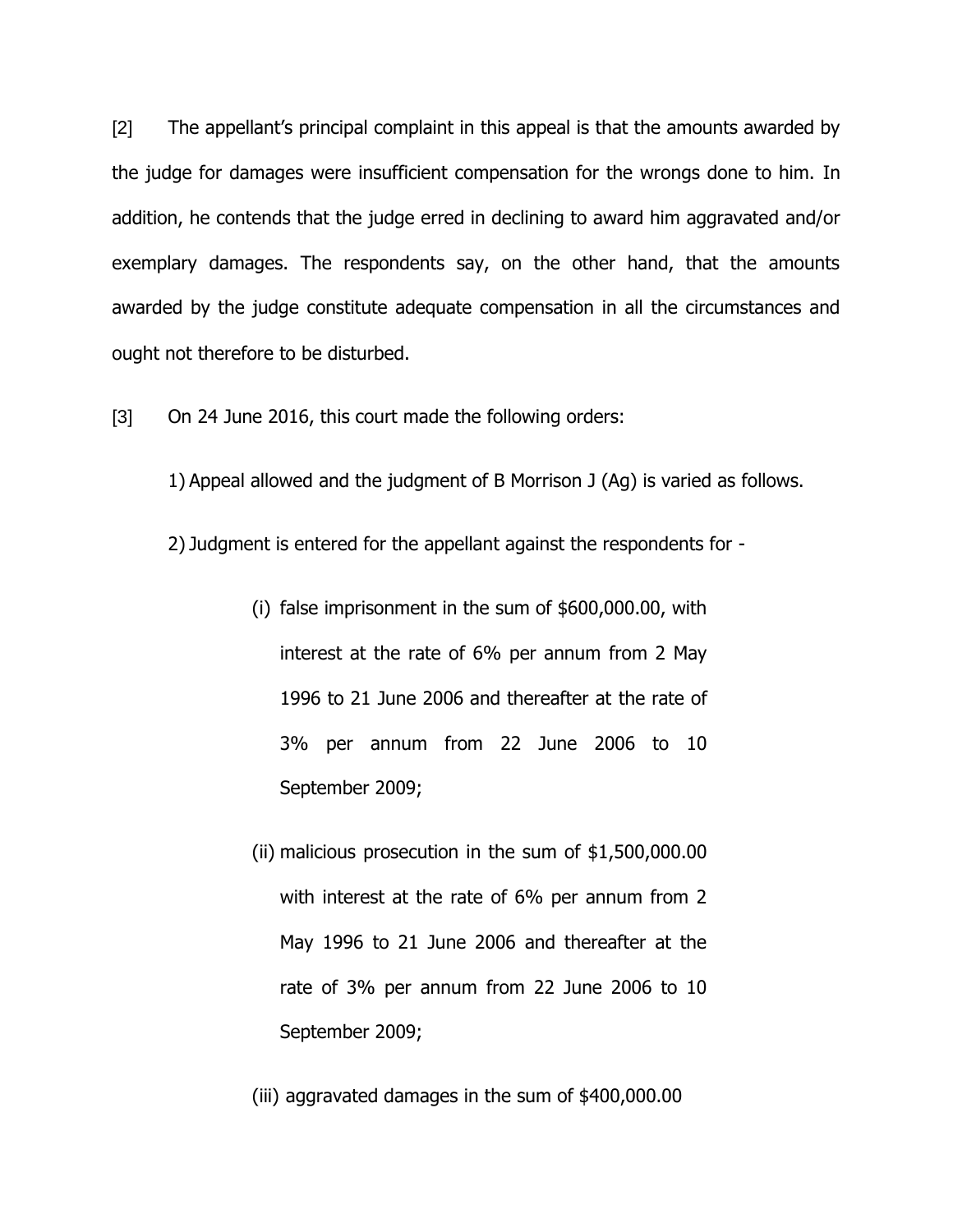[2] The appellant's principal complaint in this appeal is that the amounts awarded by the judge for damages were insufficient compensation for the wrongs done to him. In addition, he contends that the judge erred in declining to award him aggravated and/or exemplary damages. The respondents say, on the other hand, that the amounts awarded by the judge constitute adequate compensation in all the circumstances and ought not therefore to be disturbed.

[3] On 24 June 2016, this court made the following orders:

1) Appeal allowed and the judgment of B Morrison J (Ag) is varied as follows.

2) Judgment is entered for the appellant against the respondents for -

(i) false imprisonment in the sum of $600,000.00, with interest at the rate of 6% per annum from 2 May 1996 to 21 June 2006 and thereafter at the rate of 3% per annum from 22 June 2006 to 10 September 2009;

(ii) malicious prosecution in the sum of $1,500,000.00 with interest at the rate of 6% per annum from 2 May 1996 to 21 June 2006 and thereafter at the rate of 3% per annum from 22 June 2006 to 10 September 2009;

(iii) aggravated damages in the sum of $400,000.00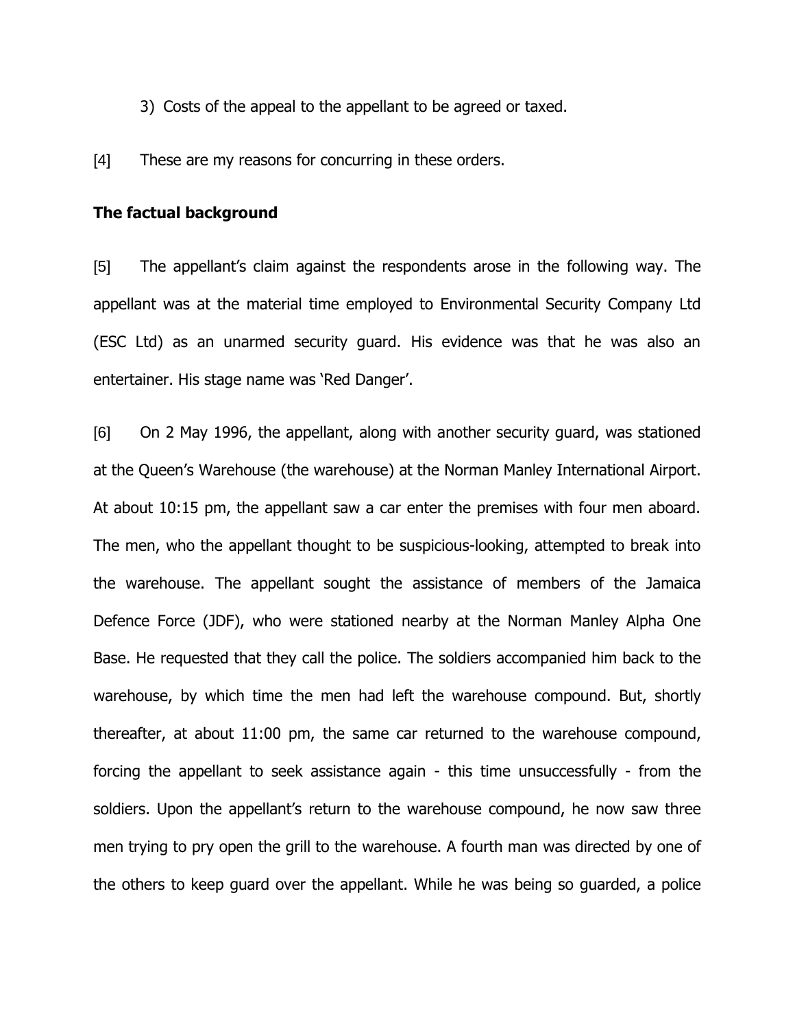3) Costs of the appeal to the appellant to be agreed or taxed.

[4] These are my reasons for concurring in these orders.

**The factual background**

[5] The appellant's claim against the respondents arose in the following way. The appellant was at the material time employed to Environmental Security Company Ltd (ESC Ltd) as an unarmed security guard. His evidence was that he was also an entertainer. His stage name was 'Red Danger'.

[6] On 2 May 1996, the appellant, along with another security guard, was stationed at the Queen's Warehouse (the warehouse) at the Norman Manley International Airport. At about 10:15 pm, the appellant saw a car enter the premises with four men aboard. The men, who the appellant thought to be suspicious-looking, attempted to break into the warehouse. The appellant sought the assistance of members of the Jamaica Defence Force (JDF), who were stationed nearby at the Norman Manley Alpha One Base. He requested that they call the police. The soldiers accompanied him back to the warehouse, by which time the men had left the warehouse compound. But, shortly thereafter, at about 11:00 pm, the same car returned to the warehouse compound, forcing the appellant to seek assistance again - this time unsuccessfully - from the soldiers. Upon the appellant's return to the warehouse compound, he now saw three men trying to pry open the grill to the warehouse. A fourth man was directed by one of the others to keep guard over the appellant. While he was being so guarded, a police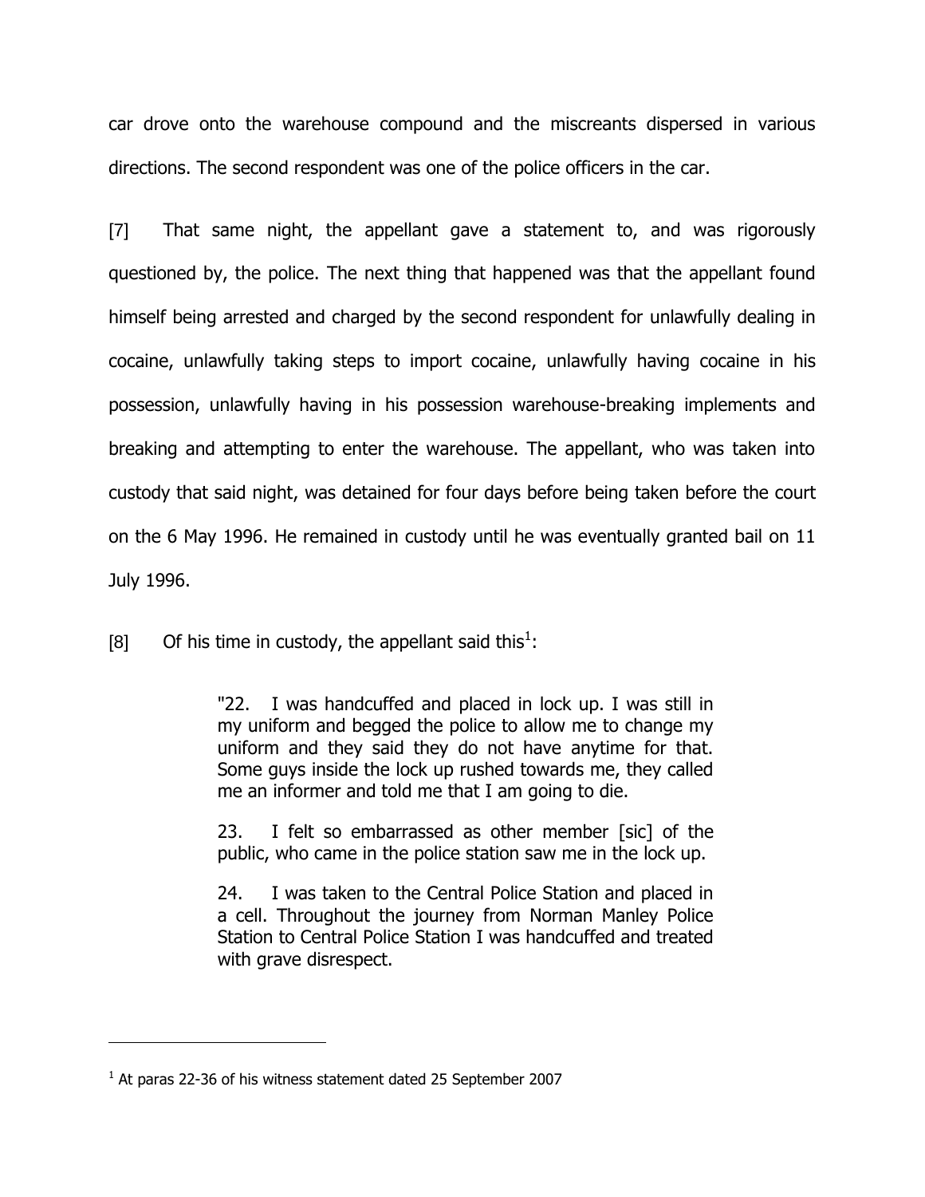car drove onto the warehouse compound and the miscreants dispersed in various directions. The second respondent was one of the police officers in the car.

[7] That same night, the appellant gave a statement to, and was rigorously questioned by, the police. The next thing that happened was that the appellant found himself being arrested and charged by the second respondent for unlawfully dealing in cocaine, unlawfully taking steps to import cocaine, unlawfully having cocaine in his possession, unlawfully having in his possession warehouse-breaking implements and breaking and attempting to enter the warehouse. The appellant, who was taken into custody that said night, was detained for four days before being taken before the court on the 6 May 1996. He remained in custody until he was eventually granted bail on 11 July 1996.

[8] Of his time in custody, the appellant said this[1]:

> "22. I was handcuffed and placed in lock up. I was still in my uniform and begged the police to allow me to change my uniform and they said they do not have anytime for that. Some guys inside the lock up rushed towards me, they called me an informer and told me that I am going to die.
>
> 23. I felt so embarrassed as other member [sic] of the public, who came in the police station saw me in the lock up.
>
> 24. I was taken to the Central Police Station and placed in a cell. Throughout the journey from Norman Manley Police Station to Central Police Station I was handcuffed and treated with grave disrespect.

---

[1] At paras 22-36 of his witness statement dated 25 September 2007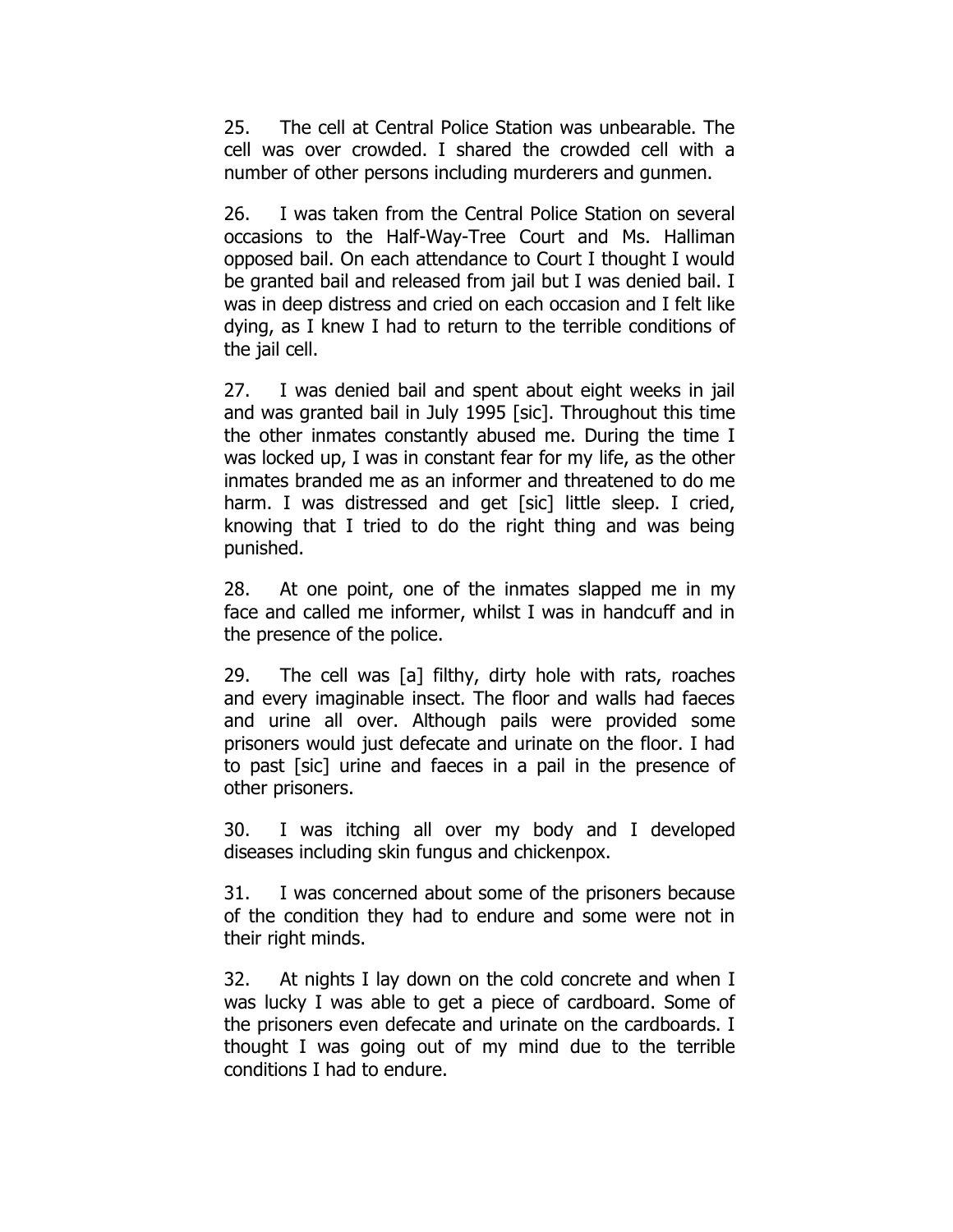25. The cell at Central Police Station was unbearable. The cell was over crowded. I shared the crowded cell with a number of other persons including murderers and gunmen.

26. I was taken from the Central Police Station on several occasions to the Half-Way-Tree Court and Ms. Halliman opposed bail. On each attendance to Court I thought I would be granted bail and released from jail but I was denied bail. I was in deep distress and cried on each occasion and I felt like dying, as I knew I had to return to the terrible conditions of the jail cell.

27. I was denied bail and spent about eight weeks in jail and was granted bail in July 1995 [sic]. Throughout this time the other inmates constantly abused me. During the time I was locked up, I was in constant fear for my life, as the other inmates branded me as an informer and threatened to do me harm. I was distressed and get [sic] little sleep. I cried, knowing that I tried to do the right thing and was being punished.

28. At one point, one of the inmates slapped me in my face and called me informer, whilst I was in handcuff and in the presence of the police.

29. The cell was [a] filthy, dirty hole with rats, roaches and every imaginable insect. The floor and walls had faeces and urine all over. Although pails were provided some prisoners would just defecate and urinate on the floor. I had to past [sic] urine and faeces in a pail in the presence of other prisoners.

30. I was itching all over my body and I developed diseases including skin fungus and chickenpox.

31. I was concerned about some of the prisoners because of the condition they had to endure and some were not in their right minds.

32. At nights I lay down on the cold concrete and when I was lucky I was able to get a piece of cardboard. Some of the prisoners even defecate and urinate on the cardboards. I thought I was going out of my mind due to the terrible conditions I had to endure.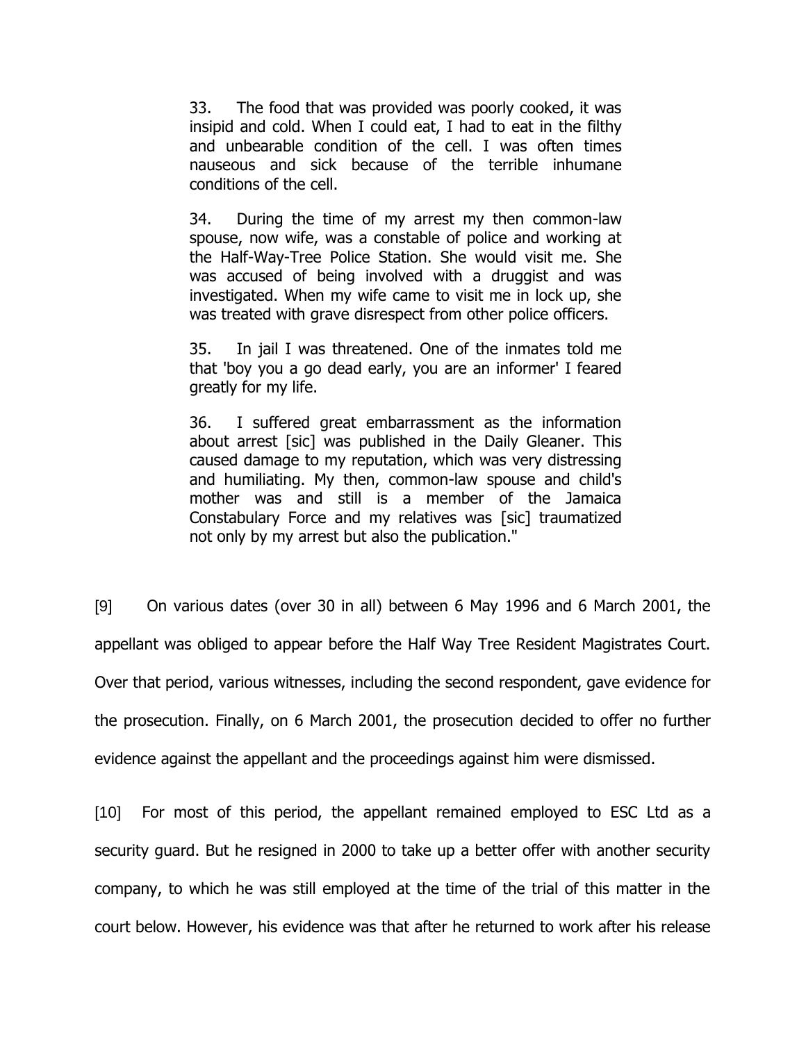> 33. The food that was provided was poorly cooked, it was insipid and cold. When I could eat, I had to eat in the filthy and unbearable condition of the cell. I was often times nauseous and sick because of the terrible inhumane conditions of the cell.
>
> 34. During the time of my arrest my then common-law spouse, now wife, was a constable of police and working at the Half-Way-Tree Police Station. She would visit me. She was accused of being involved with a druggist and was investigated. When my wife came to visit me in lock up, she was treated with grave disrespect from other police officers.
>
> 35. In jail I was threatened. One of the inmates told me that 'boy you a go dead early, you are an informer' I feared greatly for my life.
>
> 36. I suffered great embarrassment as the information about arrest [sic] was published in the Daily Gleaner. This caused damage to my reputation, which was very distressing and humiliating. My then, common-law spouse and child's mother was and still is a member of the Jamaica Constabulary Force and my relatives was [sic] traumatized not only by my arrest but also the publication."

[9] On various dates (over 30 in all) between 6 May 1996 and 6 March 2001, the appellant was obliged to appear before the Half Way Tree Resident Magistrates Court. Over that period, various witnesses, including the second respondent, gave evidence for the prosecution. Finally, on 6 March 2001, the prosecution decided to offer no further evidence against the appellant and the proceedings against him were dismissed.

[10] For most of this period, the appellant remained employed to ESC Ltd as a security guard. But he resigned in 2000 to take up a better offer with another security company, to which he was still employed at the time of the trial of this matter in the court below. However, his evidence was that after he returned to work after his release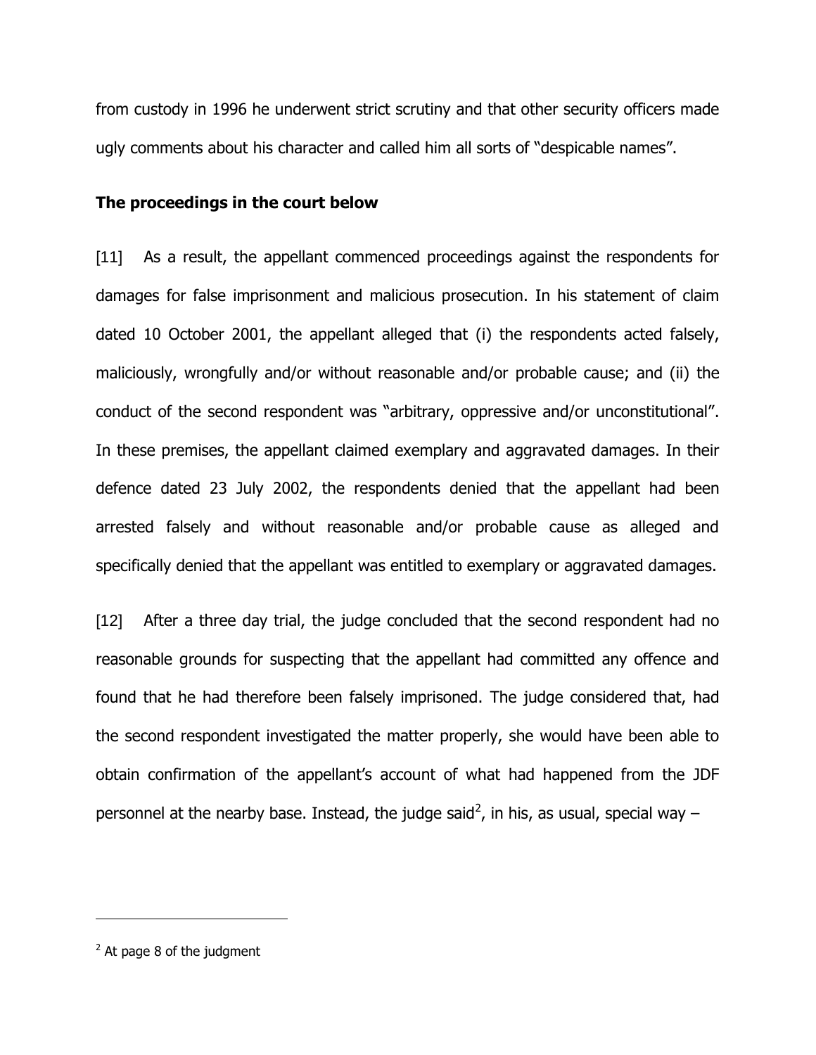from custody in 1996 he underwent strict scrutiny and that other security officers made ugly comments about his character and called him all sorts of "despicable names".

**The proceedings in the court below**

[11] As a result, the appellant commenced proceedings against the respondents for damages for false imprisonment and malicious prosecution. In his statement of claim dated 10 October 2001, the appellant alleged that (i) the respondents acted falsely, maliciously, wrongfully and/or without reasonable and/or probable cause; and (ii) the conduct of the second respondent was "arbitrary, oppressive and/or unconstitutional". In these premises, the appellant claimed exemplary and aggravated damages. In their defence dated 23 July 2002, the respondents denied that the appellant had been arrested falsely and without reasonable and/or probable cause as alleged and specifically denied that the appellant was entitled to exemplary or aggravated damages.

[12] After a three day trial, the judge concluded that the second respondent had no reasonable grounds for suspecting that the appellant had committed any offence and found that he had therefore been falsely imprisoned. The judge considered that, had the second respondent investigated the matter properly, she would have been able to obtain confirmation of the appellant's account of what had happened from the JDF personnel at the nearby base. Instead, the judge said[2], in his, as usual, special way –

[2] At page 8 of the judgment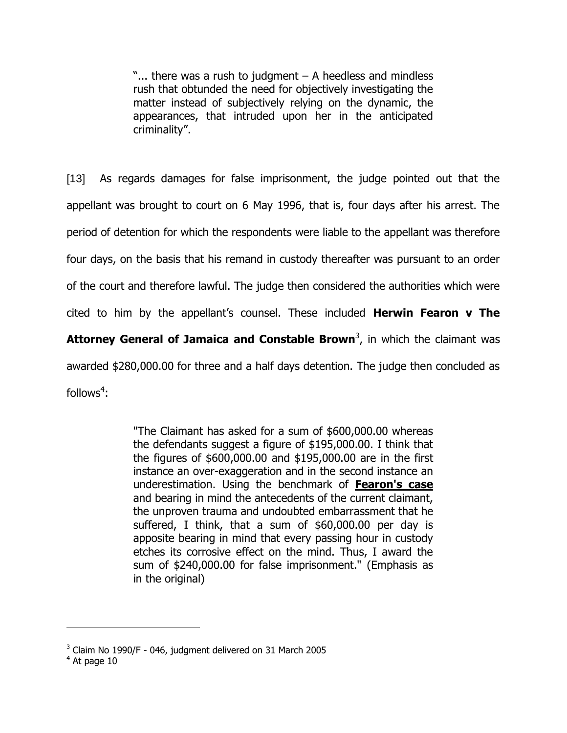> "... there was a rush to judgment – A heedless and mindless rush that obtunded the need for objectively investigating the matter instead of subjectively relying on the dynamic, the appearances, that intruded upon her in the anticipated criminality".

[13] As regards damages for false imprisonment, the judge pointed out that the appellant was brought to court on 6 May 1996, that is, four days after his arrest. The period of detention for which the respondents were liable to the appellant was therefore four days, on the basis that his remand in custody thereafter was pursuant to an order of the court and therefore lawful. The judge then considered the authorities which were cited to him by the appellant's counsel. These included **Herwin Fearon v The Attorney General of Jamaica and Constable Brown**[3], in which the claimant was awarded $280,000.00 for three and a half days detention. The judge then concluded as follows[4]:

> "The Claimant has asked for a sum of $600,000.00 whereas the defendants suggest a figure of $195,000.00. I think that the figures of $600,000.00 and $195,000.00 are in the first instance an over-exaggeration and in the second instance an underestimation. Using the benchmark of **<u>Fearon's case</u>** and bearing in mind the antecedents of the current claimant, the unproven trauma and undoubted embarrassment that he suffered, I think, that a sum of $60,000.00 per day is apposite bearing in mind that every passing hour in custody etches its corrosive effect on the mind. Thus, I award the sum of $240,000.00 for false imprisonment." (Emphasis as in the original)

---

[3] Claim No 1990/F - 046, judgment delivered on 31 March 2005

[4] At page 10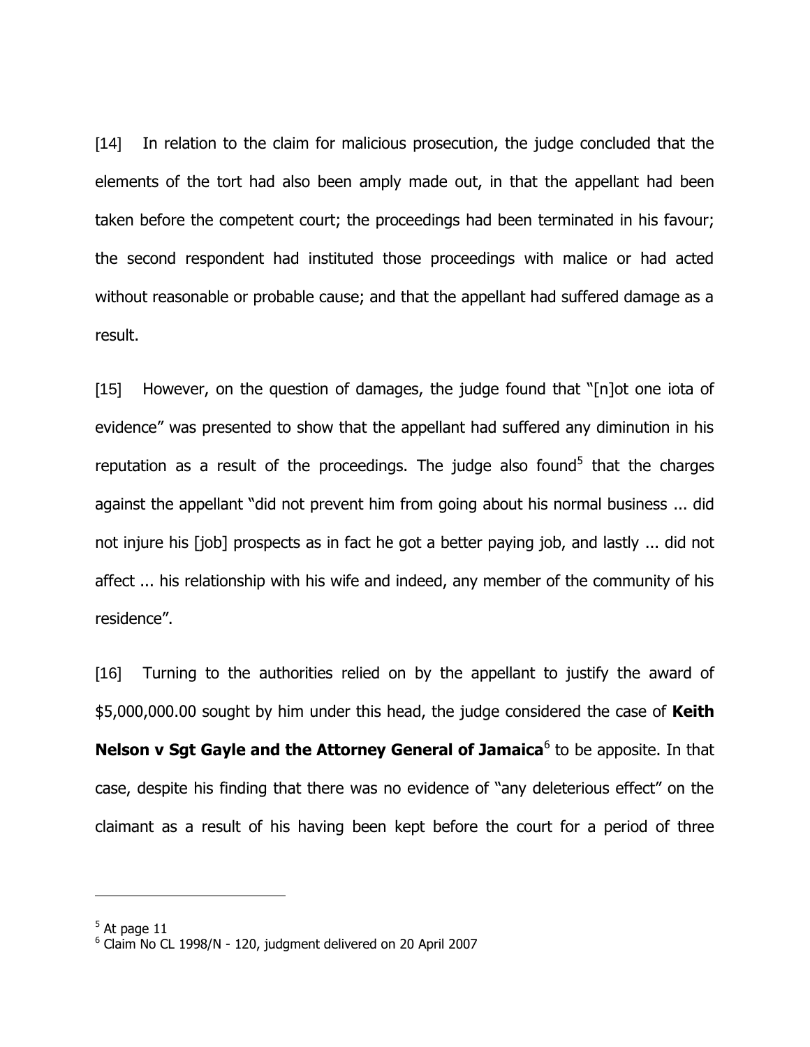[14] In relation to the claim for malicious prosecution, the judge concluded that the elements of the tort had also been amply made out, in that the appellant had been taken before the competent court; the proceedings had been terminated in his favour; the second respondent had instituted those proceedings with malice or had acted without reasonable or probable cause; and that the appellant had suffered damage as a result.

[15] However, on the question of damages, the judge found that "[n]ot one iota of evidence" was presented to show that the appellant had suffered any diminution in his reputation as a result of the proceedings. The judge also found[5] that the charges against the appellant "did not prevent him from going about his normal business ... did not injure his [job] prospects as in fact he got a better paying job, and lastly ... did not affect ... his relationship with his wife and indeed, any member of the community of his residence".

[16] Turning to the authorities relied on by the appellant to justify the award of $5,000,000.00 sought by him under this head, the judge considered the case of **Keith Nelson v Sgt Gayle and the Attorney General of Jamaica**[6] to be apposite. In that case, despite his finding that there was no evidence of "any deleterious effect" on the claimant as a result of his having been kept before the court for a period of three

---

[5] At page 11
[6] Claim No CL 1998/N - 120, judgment delivered on 20 April 2007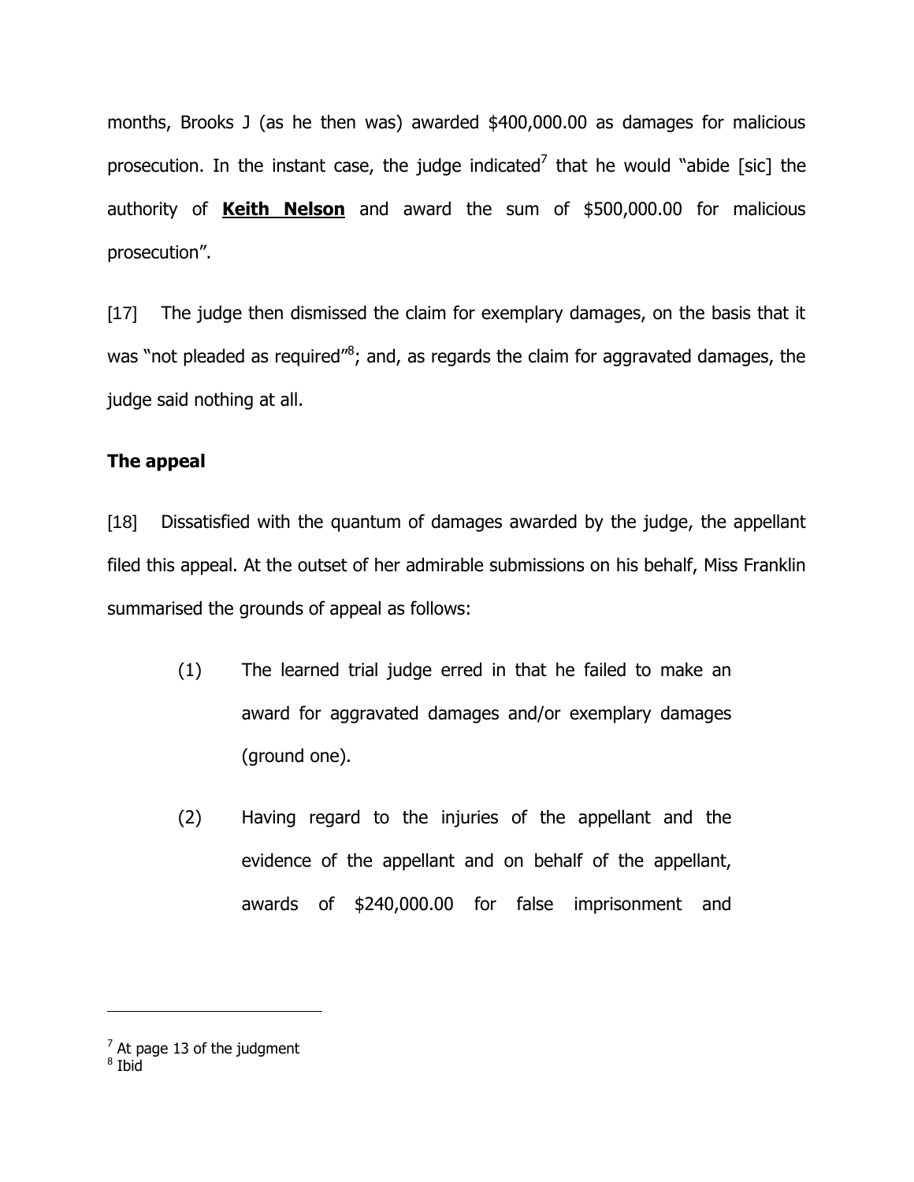months, Brooks J (as he then was) awarded $400,000.00 as damages for malicious prosecution. In the instant case, the judge indicated[7] that he would "abide [sic] the authority of **Keith Nelson** and award the sum of $500,000.00 for malicious prosecution".

[17] The judge then dismissed the claim for exemplary damages, on the basis that it was "not pleaded as required"[8]; and, as regards the claim for aggravated damages, the judge said nothing at all.

**The appeal**

[18] Dissatisfied with the quantum of damages awarded by the judge, the appellant filed this appeal. At the outset of her admirable submissions on his behalf, Miss Franklin summarised the grounds of appeal as follows:

> (1) The learned trial judge erred in that he failed to make an award for aggravated damages and/or exemplary damages (ground one).
>
> (2) Having regard to the injuries of the appellant and the evidence of the appellant and on behalf of the appellant, awards of $240,000.00 for false imprisonment and

---

[7] At page 13 of the judgment

[8] Ibid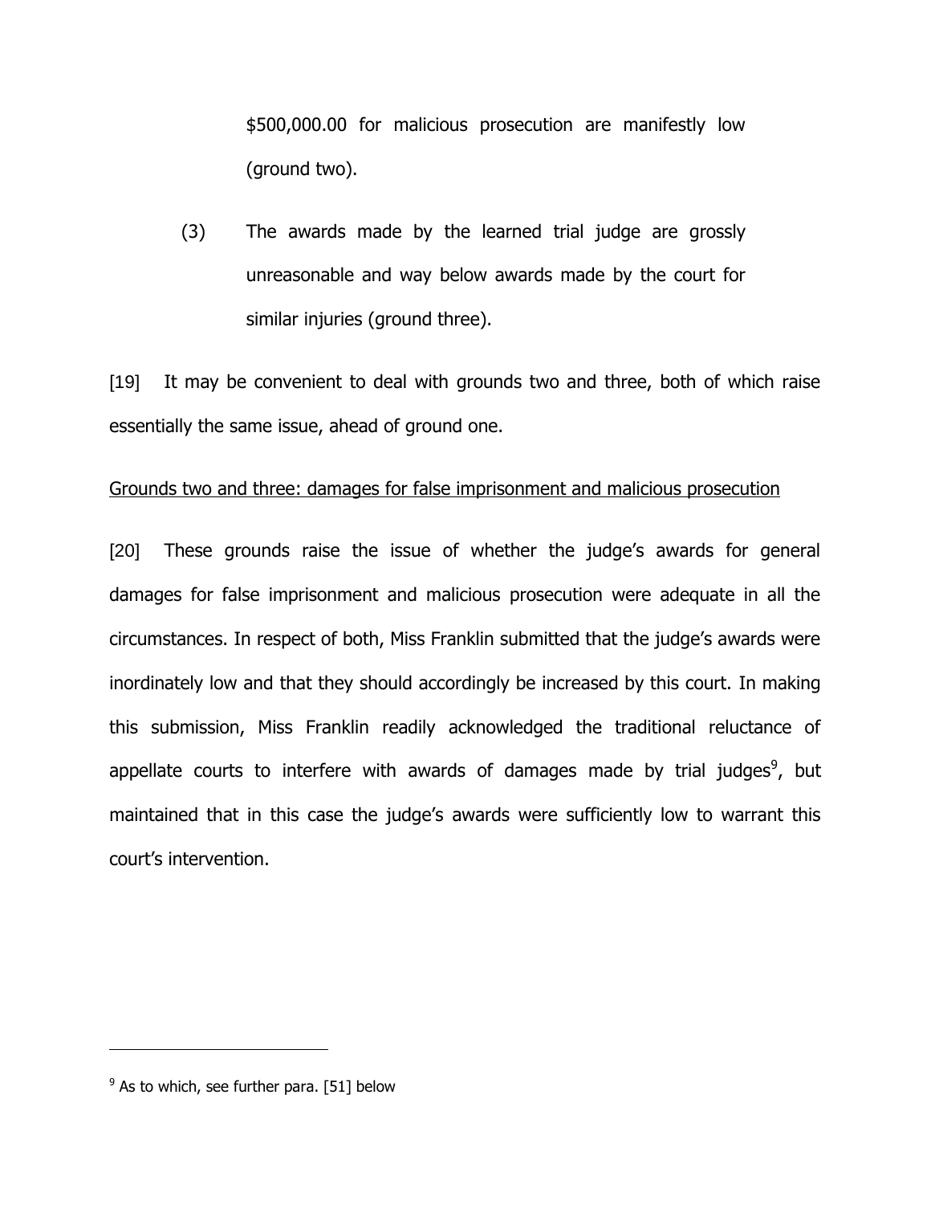$500,000.00 for malicious prosecution are manifestly low (ground two).

(3) The awards made by the learned trial judge are grossly unreasonable and way below awards made by the court for similar injuries (ground three).

[19] It may be convenient to deal with grounds two and three, both of which raise essentially the same issue, ahead of ground one.

<u>Grounds two and three: damages for false imprisonment and malicious prosecution</u>

[20] These grounds raise the issue of whether the judge's awards for general damages for false imprisonment and malicious prosecution were adequate in all the circumstances. In respect of both, Miss Franklin submitted that the judge's awards were inordinately low and that they should accordingly be increased by this court. In making this submission, Miss Franklin readily acknowledged the traditional reluctance of appellate courts to interfere with awards of damages made by trial judges[9], but maintained that in this case the judge's awards were sufficiently low to warrant this court's intervention.

---

[9] As to which, see further para. [51] below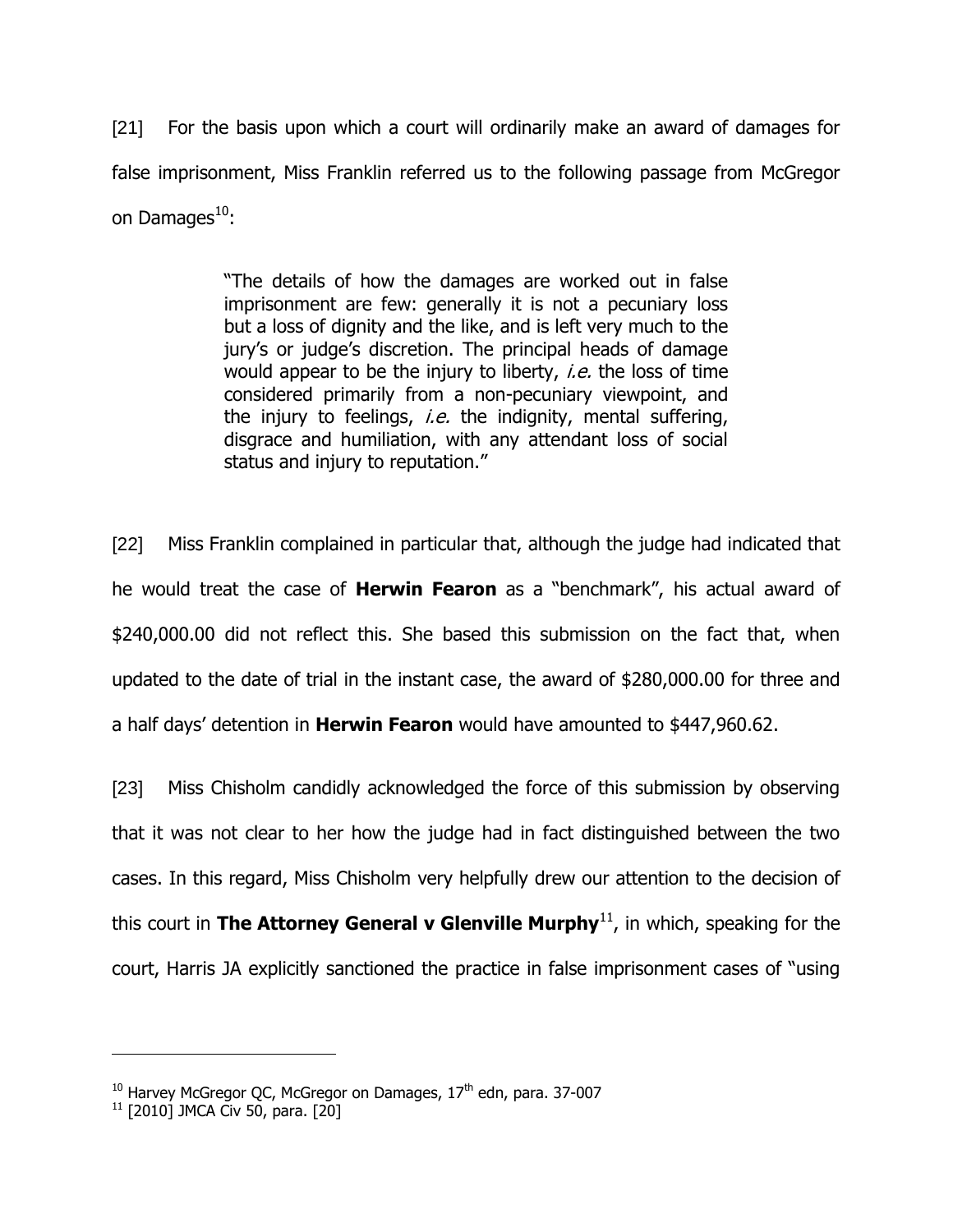[21] For the basis upon which a court will ordinarily make an award of damages for false imprisonment, Miss Franklin referred us to the following passage from McGregor on Damages[10]:

> "The details of how the damages are worked out in false imprisonment are few: generally it is not a pecuniary loss but a loss of dignity and the like, and is left very much to the jury's or judge's discretion. The principal heads of damage would appear to be the injury to liberty, *i.e.* the loss of time considered primarily from a non-pecuniary viewpoint, and the injury to feelings, *i.e.* the indignity, mental suffering, disgrace and humiliation, with any attendant loss of social status and injury to reputation."

[22] Miss Franklin complained in particular that, although the judge had indicated that he would treat the case of **Herwin Fearon** as a "benchmark", his actual award of $240,000.00 did not reflect this. She based this submission on the fact that, when updated to the date of trial in the instant case, the award of $280,000.00 for three and a half days' detention in **Herwin Fearon** would have amounted to $447,960.62.

[23] Miss Chisholm candidly acknowledged the force of this submission by observing that it was not clear to her how the judge had in fact distinguished between the two cases. In this regard, Miss Chisholm very helpfully drew our attention to the decision of this court in **The Attorney General v Glenville Murphy**[11], in which, speaking for the court, Harris JA explicitly sanctioned the practice in false imprisonment cases of "using

---

[10] Harvey McGregor QC, McGregor on Damages, 17th edn, para. 37-007

[11] [2010] JMCA Civ 50, para. [20]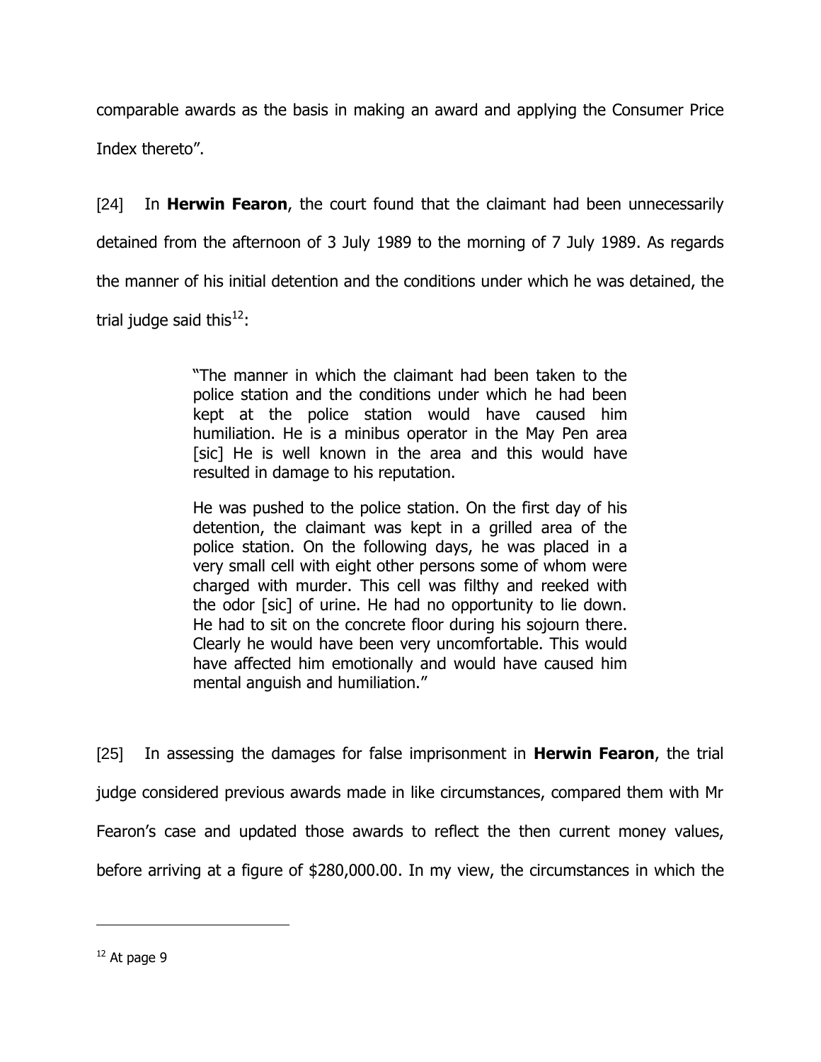comparable awards as the basis in making an award and applying the Consumer Price Index thereto".

[24] In **Herwin Fearon**, the court found that the claimant had been unnecessarily detained from the afternoon of 3 July 1989 to the morning of 7 July 1989. As regards the manner of his initial detention and the conditions under which he was detained, the trial judge said this[12]:

> "The manner in which the claimant had been taken to the police station and the conditions under which he had been kept at the police station would have caused him humiliation. He is a minibus operator in the May Pen area [sic] He is well known in the area and this would have resulted in damage to his reputation.
>
> He was pushed to the police station. On the first day of his detention, the claimant was kept in a grilled area of the police station. On the following days, he was placed in a very small cell with eight other persons some of whom were charged with murder. This cell was filthy and reeked with the odor [sic] of urine. He had no opportunity to lie down. He had to sit on the concrete floor during his sojourn there. Clearly he would have been very uncomfortable. This would have affected him emotionally and would have caused him mental anguish and humiliation."

[25] In assessing the damages for false imprisonment in **Herwin Fearon**, the trial judge considered previous awards made in like circumstances, compared them with Mr Fearon's case and updated those awards to reflect the then current money values, before arriving at a figure of $280,000.00. In my view, the circumstances in which the

---

[12] At page 9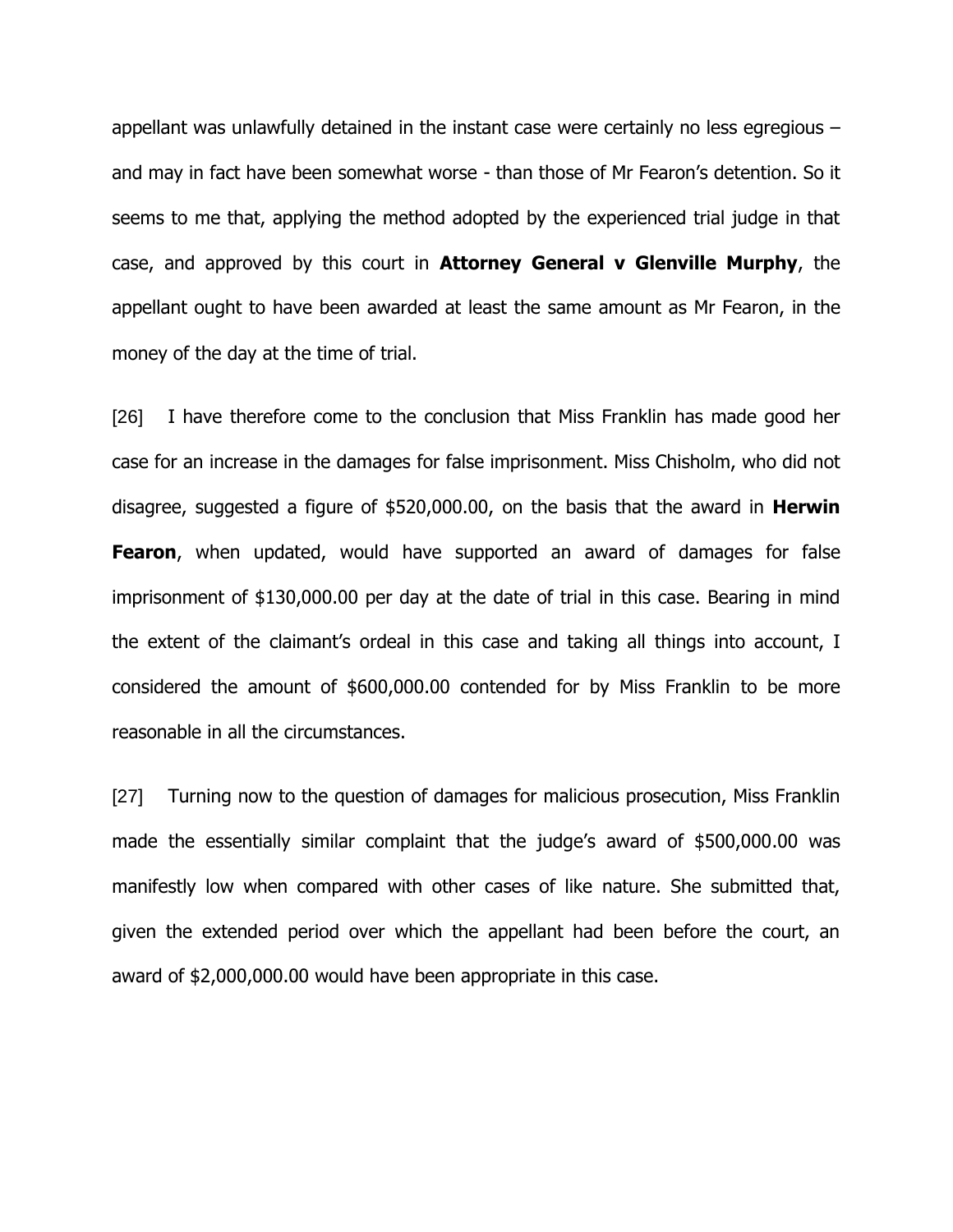appellant was unlawfully detained in the instant case were certainly no less egregious – and may in fact have been somewhat worse - than those of Mr Fearon's detention. So it seems to me that, applying the method adopted by the experienced trial judge in that case, and approved by this court in **Attorney General v Glenville Murphy**, the appellant ought to have been awarded at least the same amount as Mr Fearon, in the money of the day at the time of trial.

[26] I have therefore come to the conclusion that Miss Franklin has made good her case for an increase in the damages for false imprisonment. Miss Chisholm, who did not disagree, suggested a figure of $520,000.00, on the basis that the award in **Herwin Fearon**, when updated, would have supported an award of damages for false imprisonment of $130,000.00 per day at the date of trial in this case. Bearing in mind the extent of the claimant's ordeal in this case and taking all things into account, I considered the amount of $600,000.00 contended for by Miss Franklin to be more reasonable in all the circumstances.

[27] Turning now to the question of damages for malicious prosecution, Miss Franklin made the essentially similar complaint that the judge's award of $500,000.00 was manifestly low when compared with other cases of like nature. She submitted that, given the extended period over which the appellant had been before the court, an award of $2,000,000.00 would have been appropriate in this case.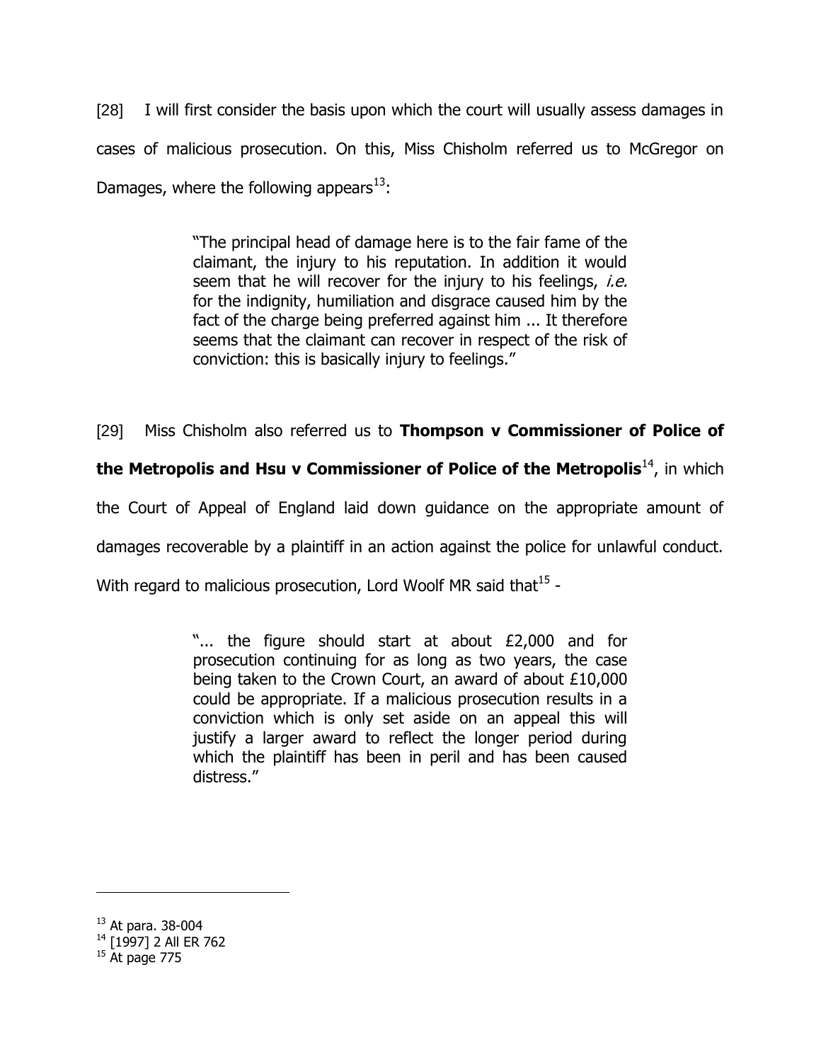[28] I will first consider the basis upon which the court will usually assess damages in cases of malicious prosecution. On this, Miss Chisholm referred us to McGregor on Damages, where the following appears[13]:

> "The principal head of damage here is to the fair fame of the claimant, the injury to his reputation. In addition it would seem that he will recover for the injury to his feelings, *i.e.* for the indignity, humiliation and disgrace caused him by the fact of the charge being preferred against him ... It therefore seems that the claimant can recover in respect of the risk of conviction: this is basically injury to feelings."

[29] Miss Chisholm also referred us to **Thompson v Commissioner of Police of the Metropolis and Hsu v Commissioner of Police of the Metropolis**[14], in which the Court of Appeal of England laid down guidance on the appropriate amount of damages recoverable by a plaintiff in an action against the police for unlawful conduct. With regard to malicious prosecution, Lord Woolf MR said that[15] -

> "... the figure should start at about £2,000 and for prosecution continuing for as long as two years, the case being taken to the Crown Court, an award of about £10,000 could be appropriate. If a malicious prosecution results in a conviction which is only set aside on an appeal this will justify a larger award to reflect the longer period during which the plaintiff has been in peril and has been caused distress."

---

[13] At para. 38-004
[14] [1997] 2 All ER 762
[15] At page 775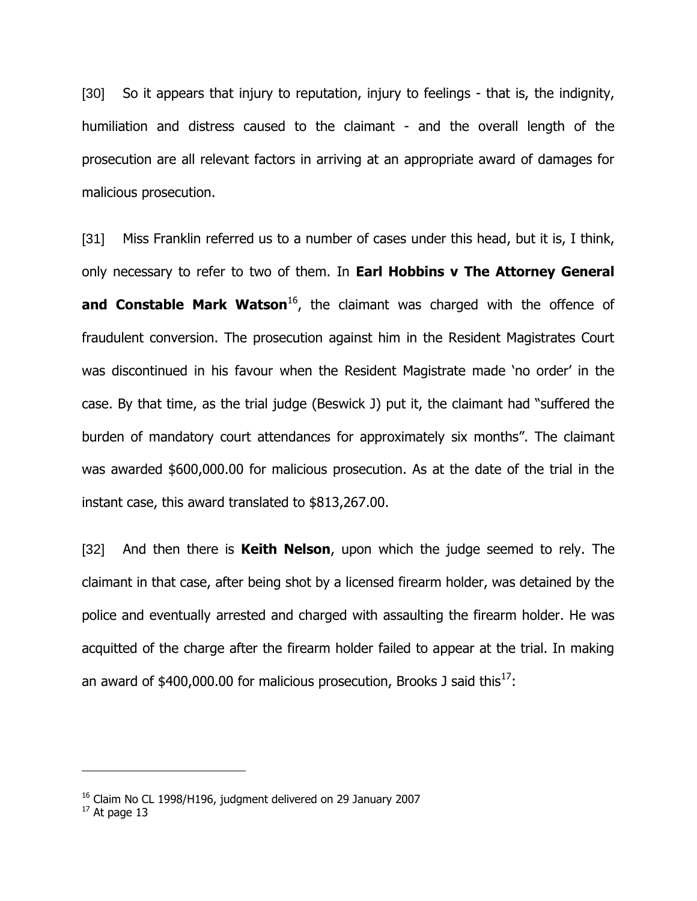[30] So it appears that injury to reputation, injury to feelings - that is, the indignity, humiliation and distress caused to the claimant - and the overall length of the prosecution are all relevant factors in arriving at an appropriate award of damages for malicious prosecution.

[31] Miss Franklin referred us to a number of cases under this head, but it is, I think, only necessary to refer to two of them. In **Earl Hobbins v The Attorney General and Constable Mark Watson**[16], the claimant was charged with the offence of fraudulent conversion. The prosecution against him in the Resident Magistrates Court was discontinued in his favour when the Resident Magistrate made 'no order' in the case. By that time, as the trial judge (Beswick J) put it, the claimant had "suffered the burden of mandatory court attendances for approximately six months". The claimant was awarded $600,000.00 for malicious prosecution. As at the date of the trial in the instant case, this award translated to $813,267.00.

[32] And then there is **Keith Nelson**, upon which the judge seemed to rely. The claimant in that case, after being shot by a licensed firearm holder, was detained by the police and eventually arrested and charged with assaulting the firearm holder. He was acquitted of the charge after the firearm holder failed to appear at the trial. In making an award of $400,000.00 for malicious prosecution, Brooks J said this[17]:

---

[16] Claim No CL 1998/H196, judgment delivered on 29 January 2007

[17] At page 13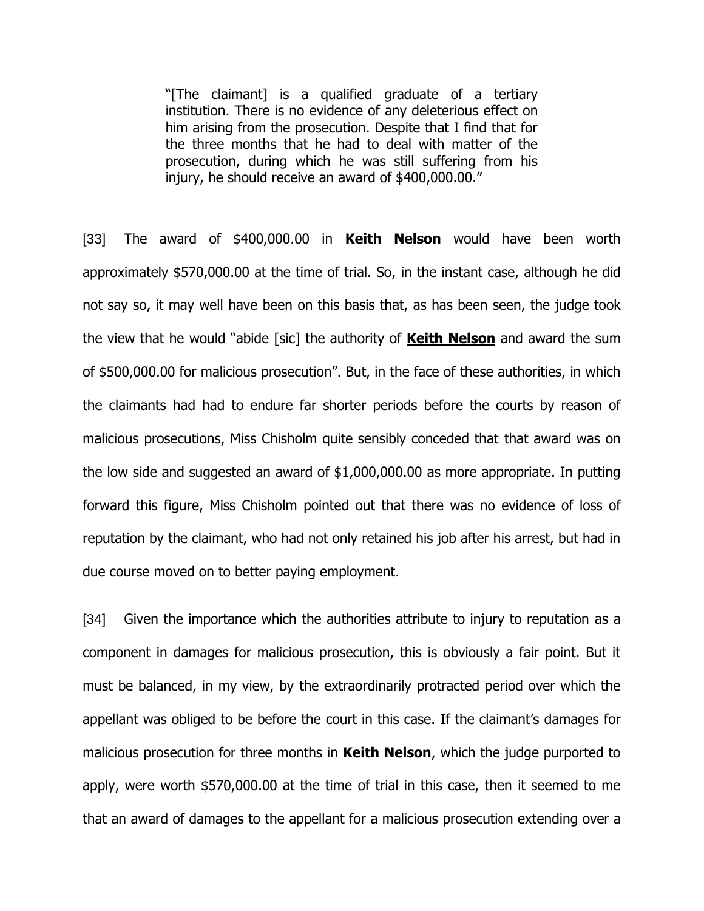> "[The claimant] is a qualified graduate of a tertiary institution. There is no evidence of any deleterious effect on him arising from the prosecution. Despite that I find that for the three months that he had to deal with matter of the prosecution, during which he was still suffering from his injury, he should receive an award of $400,000.00."

[33] The award of $400,000.00 in **Keith Nelson** would have been worth approximately $570,000.00 at the time of trial. So, in the instant case, although he did not say so, it may well have been on this basis that, as has been seen, the judge took the view that he would "abide [sic] the authority of **<u>Keith Nelson</u>** and award the sum of $500,000.00 for malicious prosecution". But, in the face of these authorities, in which the claimants had had to endure far shorter periods before the courts by reason of malicious prosecutions, Miss Chisholm quite sensibly conceded that that award was on the low side and suggested an award of $1,000,000.00 as more appropriate. In putting forward this figure, Miss Chisholm pointed out that there was no evidence of loss of reputation by the claimant, who had not only retained his job after his arrest, but had in due course moved on to better paying employment.

[34] Given the importance which the authorities attribute to injury to reputation as a component in damages for malicious prosecution, this is obviously a fair point. But it must be balanced, in my view, by the extraordinarily protracted period over which the appellant was obliged to be before the court in this case. If the claimant's damages for malicious prosecution for three months in **Keith Nelson**, which the judge purported to apply, were worth $570,000.00 at the time of trial in this case, then it seemed to me that an award of damages to the appellant for a malicious prosecution extending over a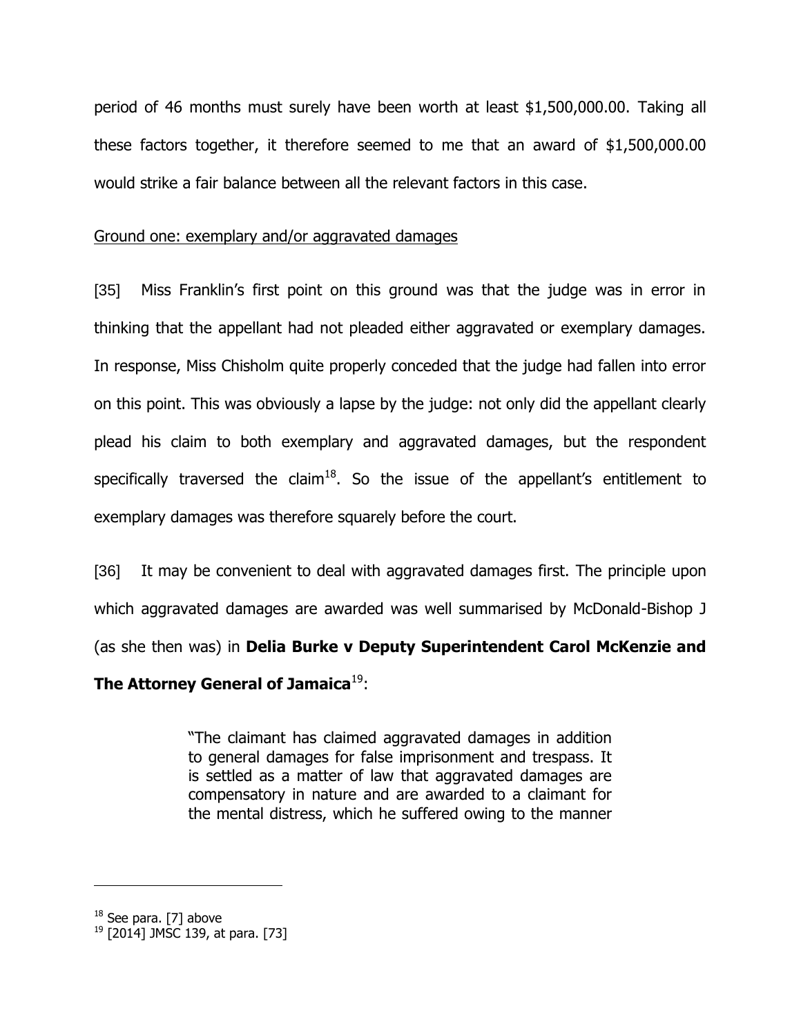period of 46 months must surely have been worth at least $1,500,000.00. Taking all these factors together, it therefore seemed to me that an award of $1,500,000.00 would strike a fair balance between all the relevant factors in this case.

Ground one: exemplary and/or aggravated damages

[35] Miss Franklin's first point on this ground was that the judge was in error in thinking that the appellant had not pleaded either aggravated or exemplary damages. In response, Miss Chisholm quite properly conceded that the judge had fallen into error on this point. This was obviously a lapse by the judge: not only did the appellant clearly plead his claim to both exemplary and aggravated damages, but the respondent specifically traversed the claim[18]. So the issue of the appellant's entitlement to exemplary damages was therefore squarely before the court.

[36] It may be convenient to deal with aggravated damages first. The principle upon which aggravated damages are awarded was well summarised by McDonald-Bishop J (as she then was) in **Delia Burke v Deputy Superintendent Carol McKenzie and The Attorney General of Jamaica**[19]:

> "The claimant has claimed aggravated damages in addition to general damages for false imprisonment and trespass. It is settled as a matter of law that aggravated damages are compensatory in nature and are awarded to a claimant for the mental distress, which he suffered owing to the manner

[18] See para. [7] above

[19] [2014] JMSC 139, at para. [73]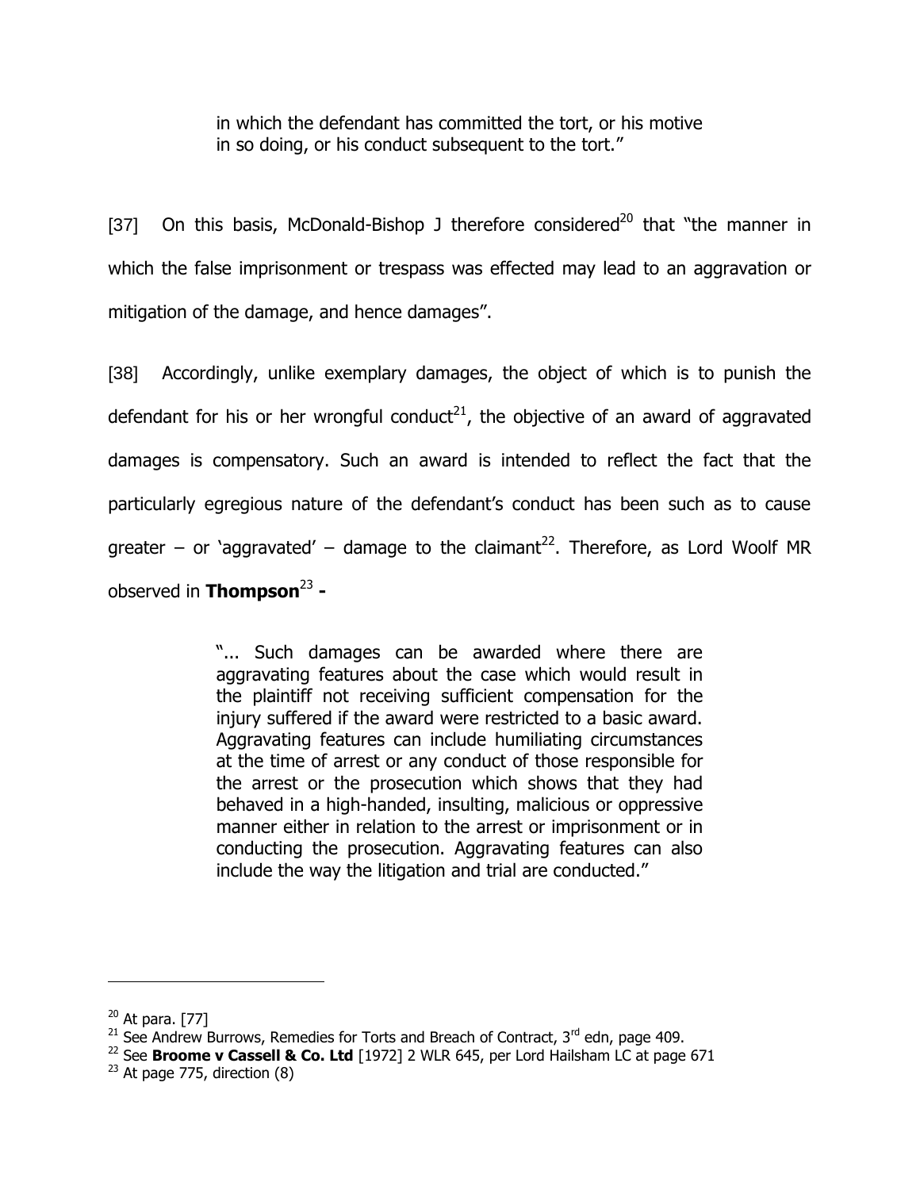> in which the defendant has committed the tort, or his motive in so doing, or his conduct subsequent to the tort."

[37] On this basis, McDonald-Bishop J therefore considered[20] that "the manner in which the false imprisonment or trespass was effected may lead to an aggravation or mitigation of the damage, and hence damages".

[38] Accordingly, unlike exemplary damages, the object of which is to punish the defendant for his or her wrongful conduct[21], the objective of an award of aggravated damages is compensatory. Such an award is intended to reflect the fact that the particularly egregious nature of the defendant's conduct has been such as to cause greater – or 'aggravated' – damage to the claimant[22]. Therefore, as Lord Woolf MR observed in **Thompson**[23] **-**

> "... Such damages can be awarded where there are aggravating features about the case which would result in the plaintiff not receiving sufficient compensation for the injury suffered if the award were restricted to a basic award. Aggravating features can include humiliating circumstances at the time of arrest or any conduct of those responsible for the arrest or the prosecution which shows that they had behaved in a high-handed, insulting, malicious or oppressive manner either in relation to the arrest or imprisonment or in conducting the prosecution. Aggravating features can also include the way the litigation and trial are conducted."

---

[20] At para. [77]

[21] See Andrew Burrows, Remedies for Torts and Breach of Contract, 3rd edn, page 409.

[22] See **Broome v Cassell & Co. Ltd** [1972] 2 WLR 645, per Lord Hailsham LC at page 671

[23] At page 775, direction (8)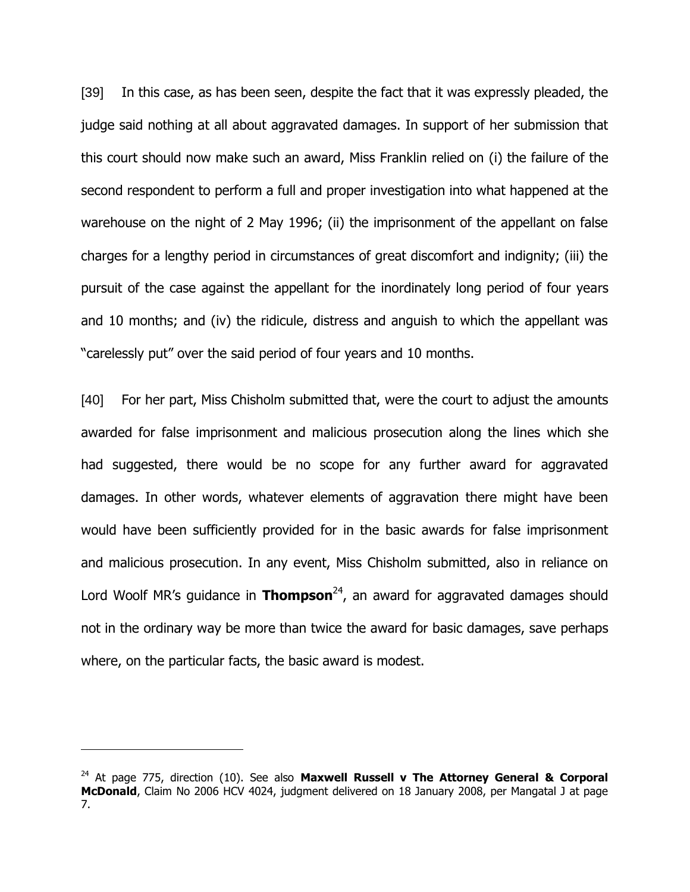[39] In this case, as has been seen, despite the fact that it was expressly pleaded, the judge said nothing at all about aggravated damages. In support of her submission that this court should now make such an award, Miss Franklin relied on (i) the failure of the second respondent to perform a full and proper investigation into what happened at the warehouse on the night of 2 May 1996; (ii) the imprisonment of the appellant on false charges for a lengthy period in circumstances of great discomfort and indignity; (iii) the pursuit of the case against the appellant for the inordinately long period of four years and 10 months; and (iv) the ridicule, distress and anguish to which the appellant was "carelessly put" over the said period of four years and 10 months.

[40] For her part, Miss Chisholm submitted that, were the court to adjust the amounts awarded for false imprisonment and malicious prosecution along the lines which she had suggested, there would be no scope for any further award for aggravated damages. In other words, whatever elements of aggravation there might have been would have been sufficiently provided for in the basic awards for false imprisonment and malicious prosecution. In any event, Miss Chisholm submitted, also in reliance on Lord Woolf MR's guidance in **Thompson**[24], an award for aggravated damages should not in the ordinary way be more than twice the award for basic damages, save perhaps where, on the particular facts, the basic award is modest.

---

[24] At page 775, direction (10). See also **Maxwell Russell v The Attorney General & Corporal McDonald**, Claim No 2006 HCV 4024, judgment delivered on 18 January 2008, per Mangatal J at page 7.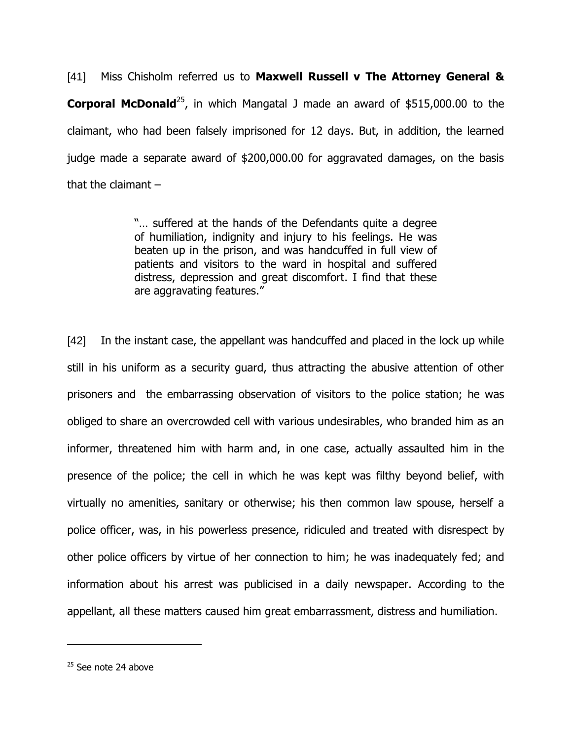[41] Miss Chisholm referred us to **Maxwell Russell v The Attorney General & Corporal McDonald**[25], in which Mangatal J made an award of $515,000.00 to the claimant, who had been falsely imprisoned for 12 days. But, in addition, the learned judge made a separate award of $200,000.00 for aggravated damages, on the basis that the claimant –

> "… suffered at the hands of the Defendants quite a degree of humiliation, indignity and injury to his feelings. He was beaten up in the prison, and was handcuffed in full view of patients and visitors to the ward in hospital and suffered distress, depression and great discomfort. I find that these are aggravating features."

[42] In the instant case, the appellant was handcuffed and placed in the lock up while still in his uniform as a security guard, thus attracting the abusive attention of other prisoners and the embarrassing observation of visitors to the police station; he was obliged to share an overcrowded cell with various undesirables, who branded him as an informer, threatened him with harm and, in one case, actually assaulted him in the presence of the police; the cell in which he was kept was filthy beyond belief, with virtually no amenities, sanitary or otherwise; his then common law spouse, herself a police officer, was, in his powerless presence, ridiculed and treated with disrespect by other police officers by virtue of her connection to him; he was inadequately fed; and information about his arrest was publicised in a daily newspaper. According to the appellant, all these matters caused him great embarrassment, distress and humiliation.

---

[25] See note 24 above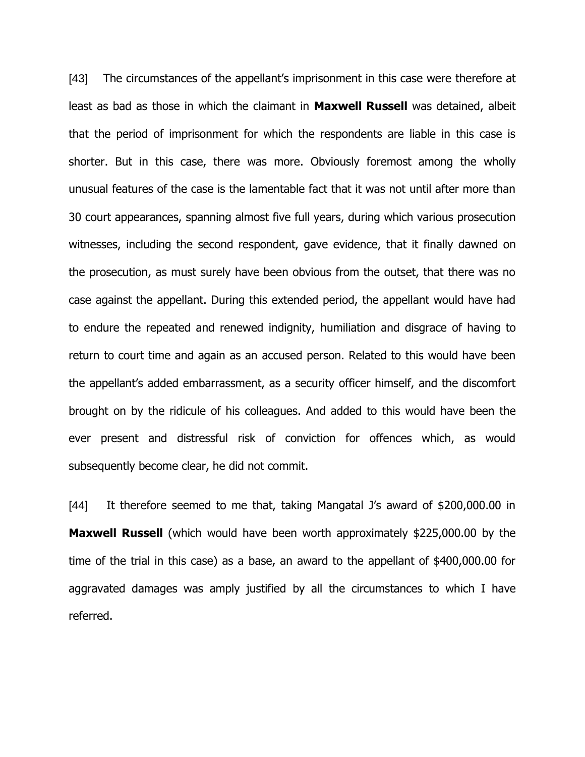[43] The circumstances of the appellant's imprisonment in this case were therefore at least as bad as those in which the claimant in **Maxwell Russell** was detained, albeit that the period of imprisonment for which the respondents are liable in this case is shorter. But in this case, there was more. Obviously foremost among the wholly unusual features of the case is the lamentable fact that it was not until after more than 30 court appearances, spanning almost five full years, during which various prosecution witnesses, including the second respondent, gave evidence, that it finally dawned on the prosecution, as must surely have been obvious from the outset, that there was no case against the appellant. During this extended period, the appellant would have had to endure the repeated and renewed indignity, humiliation and disgrace of having to return to court time and again as an accused person. Related to this would have been the appellant's added embarrassment, as a security officer himself, and the discomfort brought on by the ridicule of his colleagues. And added to this would have been the ever present and distressful risk of conviction for offences which, as would subsequently become clear, he did not commit.

[44] It therefore seemed to me that, taking Mangatal J's award of $200,000.00 in **Maxwell Russell** (which would have been worth approximately $225,000.00 by the time of the trial in this case) as a base, an award to the appellant of $400,000.00 for aggravated damages was amply justified by all the circumstances to which I have referred.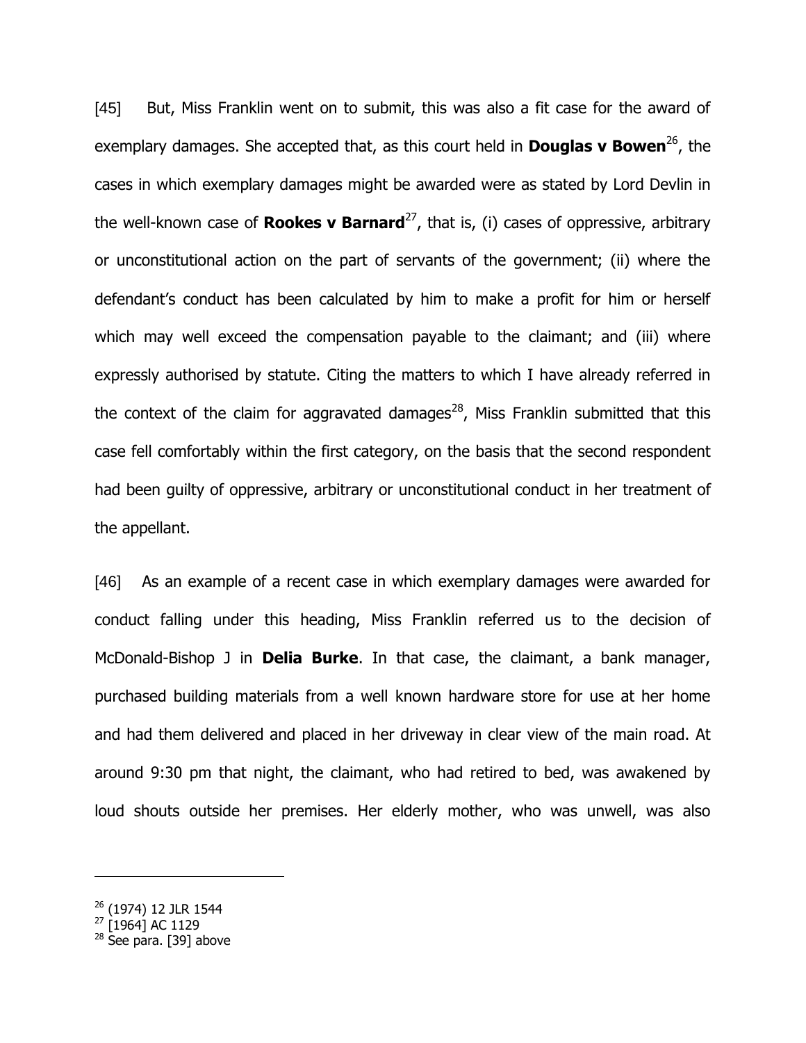[45] But, Miss Franklin went on to submit, this was also a fit case for the award of exemplary damages. She accepted that, as this court held in **Douglas v Bowen**[26], the cases in which exemplary damages might be awarded were as stated by Lord Devlin in the well-known case of **Rookes v Barnard**[27], that is, (i) cases of oppressive, arbitrary or unconstitutional action on the part of servants of the government; (ii) where the defendant's conduct has been calculated by him to make a profit for him or herself which may well exceed the compensation payable to the claimant; and (iii) where expressly authorised by statute. Citing the matters to which I have already referred in the context of the claim for aggravated damages[28], Miss Franklin submitted that this case fell comfortably within the first category, on the basis that the second respondent had been guilty of oppressive, arbitrary or unconstitutional conduct in her treatment of the appellant.

[46] As an example of a recent case in which exemplary damages were awarded for conduct falling under this heading, Miss Franklin referred us to the decision of McDonald-Bishop J in **Delia Burke**. In that case, the claimant, a bank manager, purchased building materials from a well known hardware store for use at her home and had them delivered and placed in her driveway in clear view of the main road. At around 9:30 pm that night, the claimant, who had retired to bed, was awakened by loud shouts outside her premises. Her elderly mother, who was unwell, was also

---

[26] (1974) 12 JLR 1544

[27] [1964] AC 1129

[28] See para. [39] above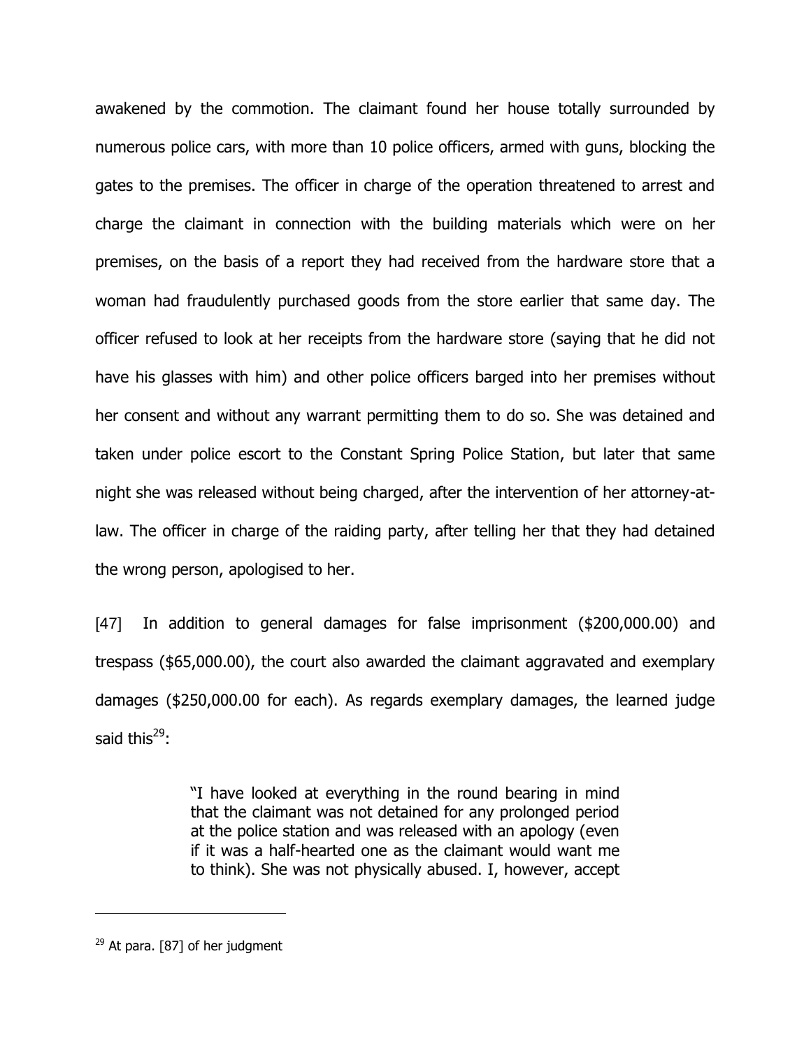awakened by the commotion. The claimant found her house totally surrounded by numerous police cars, with more than 10 police officers, armed with guns, blocking the gates to the premises. The officer in charge of the operation threatened to arrest and charge the claimant in connection with the building materials which were on her premises, on the basis of a report they had received from the hardware store that a woman had fraudulently purchased goods from the store earlier that same day. The officer refused to look at her receipts from the hardware store (saying that he did not have his glasses with him) and other police officers barged into her premises without her consent and without any warrant permitting them to do so. She was detained and taken under police escort to the Constant Spring Police Station, but later that same night she was released without being charged, after the intervention of her attorney-at-law. The officer in charge of the raiding party, after telling her that they had detained the wrong person, apologised to her.

[47] In addition to general damages for false imprisonment ($200,000.00) and trespass ($65,000.00), the court also awarded the claimant aggravated and exemplary damages ($250,000.00 for each). As regards exemplary damages, the learned judge said this[29]:

> "I have looked at everything in the round bearing in mind that the claimant was not detained for any prolonged period at the police station and was released with an apology (even if it was a half-hearted one as the claimant would want me to think). She was not physically abused. I, however, accept

---

[29] At para. [87] of her judgment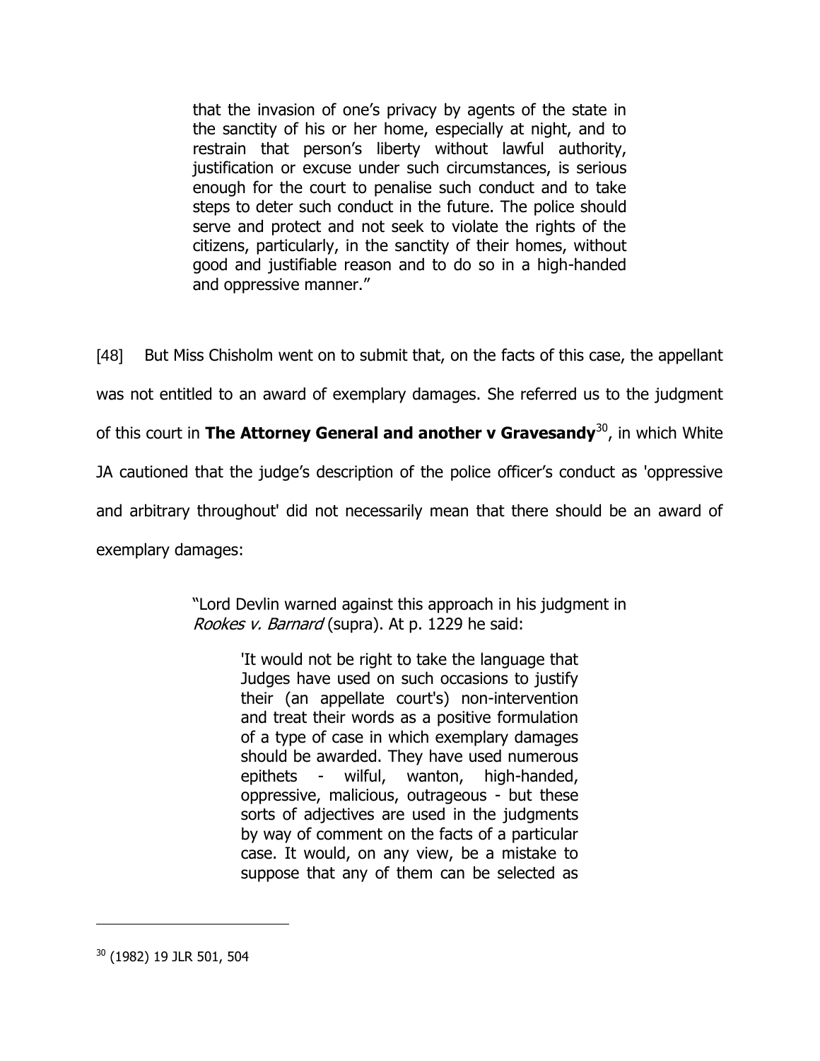> that the invasion of one's privacy by agents of the state in the sanctity of his or her home, especially at night, and to restrain that person's liberty without lawful authority, justification or excuse under such circumstances, is serious enough for the court to penalise such conduct and to take steps to deter such conduct in the future. The police should serve and protect and not seek to violate the rights of the citizens, particularly, in the sanctity of their homes, without good and justifiable reason and to do so in a high-handed and oppressive manner."

[48] But Miss Chisholm went on to submit that, on the facts of this case, the appellant was not entitled to an award of exemplary damages. She referred us to the judgment of this court in **The Attorney General and another v Gravesandy**[30], in which White JA cautioned that the judge's description of the police officer's conduct as 'oppressive and arbitrary throughout' did not necessarily mean that there should be an award of exemplary damages:

> "Lord Devlin warned against this approach in his judgment in *Rookes v. Barnard* (supra). At p. 1229 he said:
>
> > 'It would not be right to take the language that Judges have used on such occasions to justify their (an appellate court's) non-intervention and treat their words as a positive formulation of a type of case in which exemplary damages should be awarded. They have used numerous epithets - wilful, wanton, high-handed, oppressive, malicious, outrageous - but these sorts of adjectives are used in the judgments by way of comment on the facts of a particular case. It would, on any view, be a mistake to suppose that any of them can be selected as

---

[30] (1982) 19 JLR 501, 504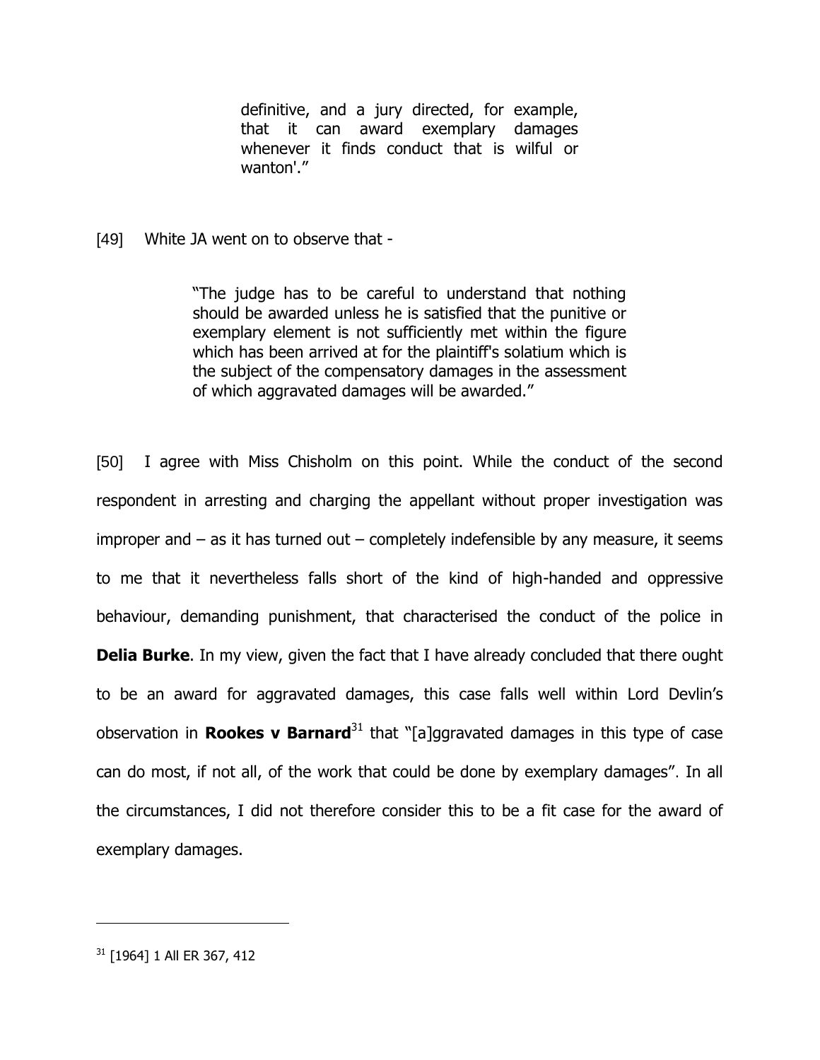> definitive, and a jury directed, for example, that it can award exemplary damages whenever it finds conduct that is wilful or wanton'."

[49] White JA went on to observe that -

> "The judge has to be careful to understand that nothing should be awarded unless he is satisfied that the punitive or exemplary element is not sufficiently met within the figure which has been arrived at for the plaintiff's solatium which is the subject of the compensatory damages in the assessment of which aggravated damages will be awarded."

[50] I agree with Miss Chisholm on this point. While the conduct of the second respondent in arresting and charging the appellant without proper investigation was improper and – as it has turned out – completely indefensible by any measure, it seems to me that it nevertheless falls short of the kind of high-handed and oppressive behaviour, demanding punishment, that characterised the conduct of the police in **Delia Burke**. In my view, given the fact that I have already concluded that there ought to be an award for aggravated damages, this case falls well within Lord Devlin's observation in **Rookes v Barnard**[31] that "[a]ggravated damages in this type of case can do most, if not all, of the work that could be done by exemplary damages". In all the circumstances, I did not therefore consider this to be a fit case for the award of exemplary damages.

---

[31] [1964] 1 All ER 367, 412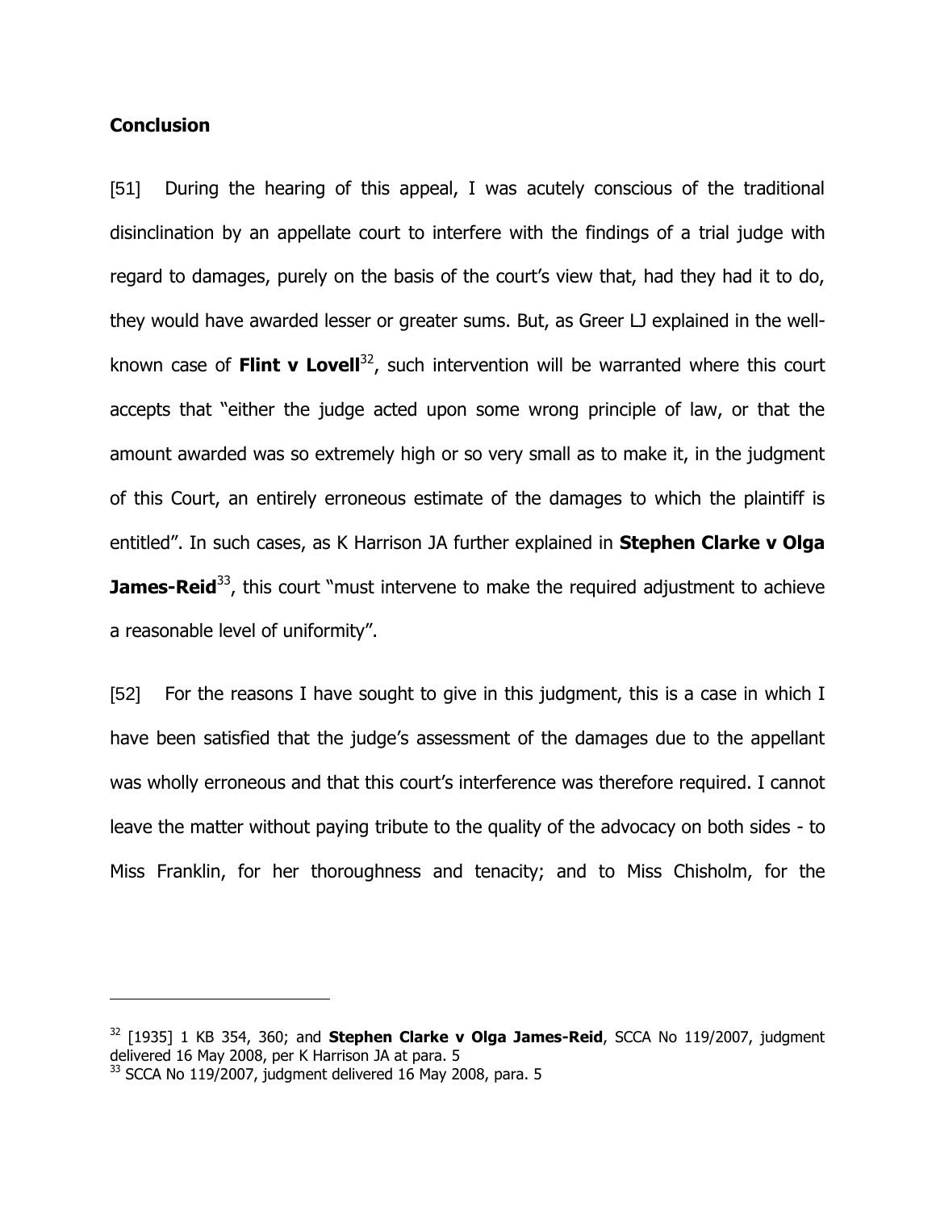**Conclusion**

[51] During the hearing of this appeal, I was acutely conscious of the traditional disinclination by an appellate court to interfere with the findings of a trial judge with regard to damages, purely on the basis of the court's view that, had they had it to do, they would have awarded lesser or greater sums. But, as Greer LJ explained in the well-known case of **Flint v Lovell**[32], such intervention will be warranted where this court accepts that "either the judge acted upon some wrong principle of law, or that the amount awarded was so extremely high or so very small as to make it, in the judgment of this Court, an entirely erroneous estimate of the damages to which the plaintiff is entitled". In such cases, as K Harrison JA further explained in **Stephen Clarke v Olga James-Reid**[33], this court "must intervene to make the required adjustment to achieve a reasonable level of uniformity".

[52] For the reasons I have sought to give in this judgment, this is a case in which I have been satisfied that the judge's assessment of the damages due to the appellant was wholly erroneous and that this court's interference was therefore required. I cannot leave the matter without paying tribute to the quality of the advocacy on both sides - to Miss Franklin, for her thoroughness and tenacity; and to Miss Chisholm, for the

---

[32] [1935] 1 KB 354, 360; and **Stephen Clarke v Olga James-Reid**, SCCA No 119/2007, judgment delivered 16 May 2008, per K Harrison JA at para. 5

[33] SCCA No 119/2007, judgment delivered 16 May 2008, para. 5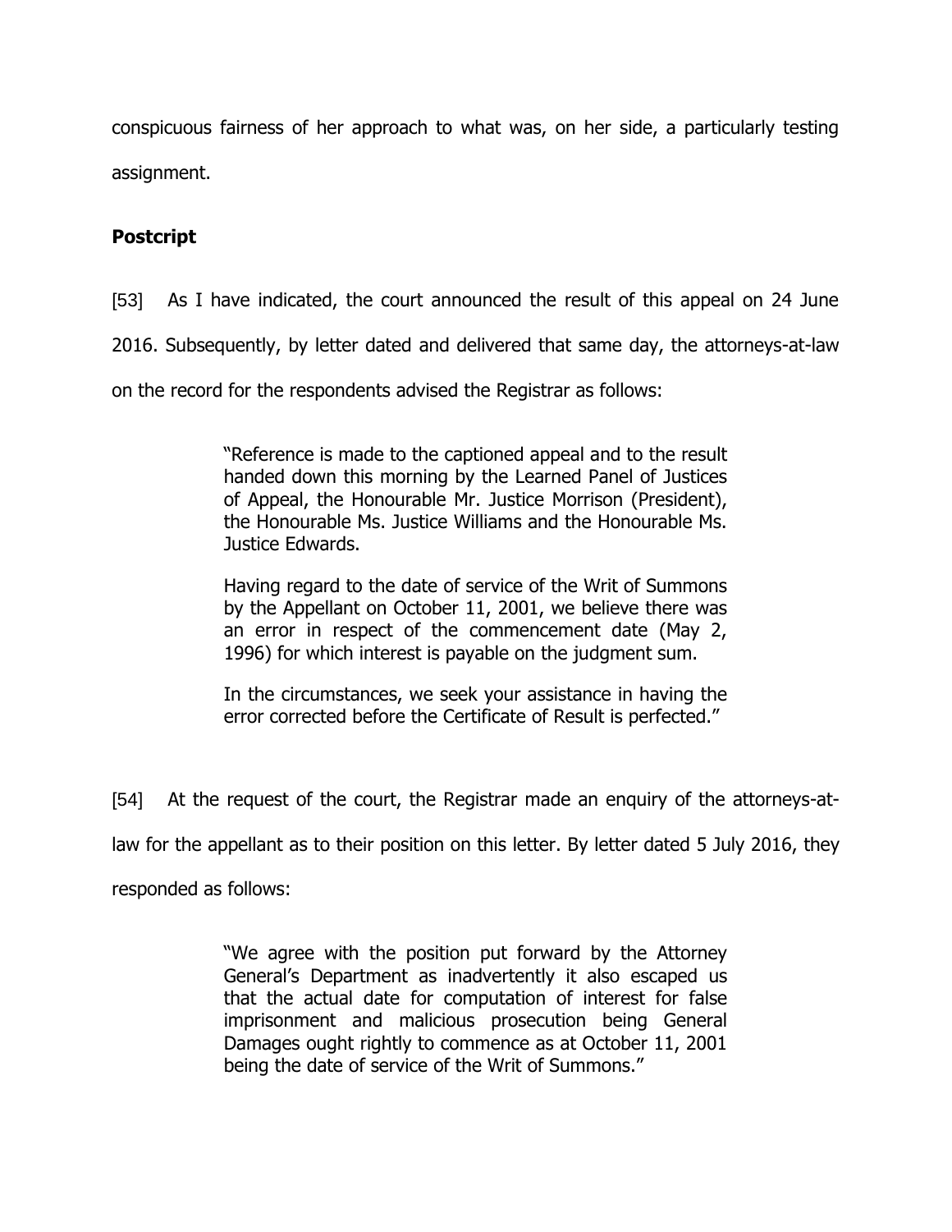conspicuous fairness of her approach to what was, on her side, a particularly testing assignment.

**Postcript**

[53] As I have indicated, the court announced the result of this appeal on 24 June 2016. Subsequently, by letter dated and delivered that same day, the attorneys-at-law on the record for the respondents advised the Registrar as follows:

> "Reference is made to the captioned appeal and to the result handed down this morning by the Learned Panel of Justices of Appeal, the Honourable Mr. Justice Morrison (President), the Honourable Ms. Justice Williams and the Honourable Ms. Justice Edwards.
>
> Having regard to the date of service of the Writ of Summons by the Appellant on October 11, 2001, we believe there was an error in respect of the commencement date (May 2, 1996) for which interest is payable on the judgment sum.
>
> In the circumstances, we seek your assistance in having the error corrected before the Certificate of Result is perfected."

[54] At the request of the court, the Registrar made an enquiry of the attorneys-at-law for the appellant as to their position on this letter. By letter dated 5 July 2016, they responded as follows:

> "We agree with the position put forward by the Attorney General's Department as inadvertently it also escaped us that the actual date for computation of interest for false imprisonment and malicious prosecution being General Damages ought rightly to commence as at October 11, 2001 being the date of service of the Writ of Summons."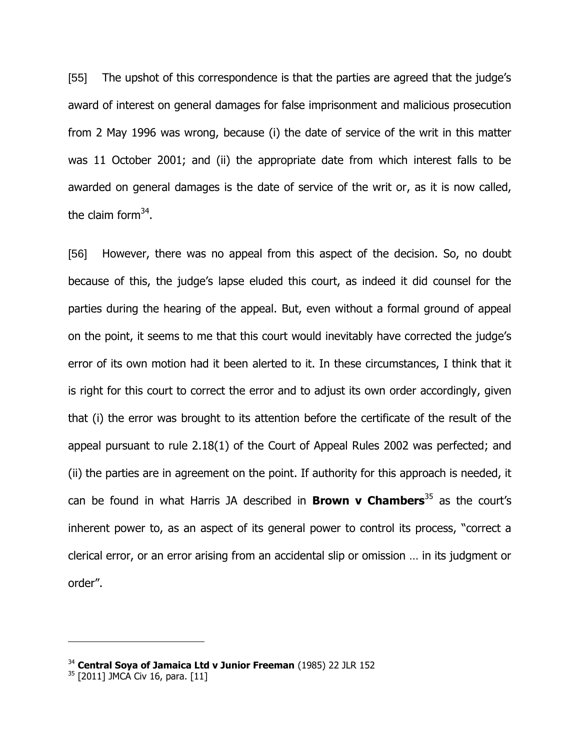[55] The upshot of this correspondence is that the parties are agreed that the judge's award of interest on general damages for false imprisonment and malicious prosecution from 2 May 1996 was wrong, because (i) the date of service of the writ in this matter was 11 October 2001; and (ii) the appropriate date from which interest falls to be awarded on general damages is the date of service of the writ or, as it is now called, the claim form[34].

[56] However, there was no appeal from this aspect of the decision. So, no doubt because of this, the judge's lapse eluded this court, as indeed it did counsel for the parties during the hearing of the appeal. But, even without a formal ground of appeal on the point, it seems to me that this court would inevitably have corrected the judge's error of its own motion had it been alerted to it. In these circumstances, I think that it is right for this court to correct the error and to adjust its own order accordingly, given that (i) the error was brought to its attention before the certificate of the result of the appeal pursuant to rule 2.18(1) of the Court of Appeal Rules 2002 was perfected; and (ii) the parties are in agreement on the point. If authority for this approach is needed, it can be found in what Harris JA described in **Brown v Chambers**[35] as the court's inherent power to, as an aspect of its general power to control its process, "correct a clerical error, or an error arising from an accidental slip or omission … in its judgment or order".

---

[34] **Central Soya of Jamaica Ltd v Junior Freeman** (1985) 22 JLR 152

[35] [2011] JMCA Civ 16, para. [11]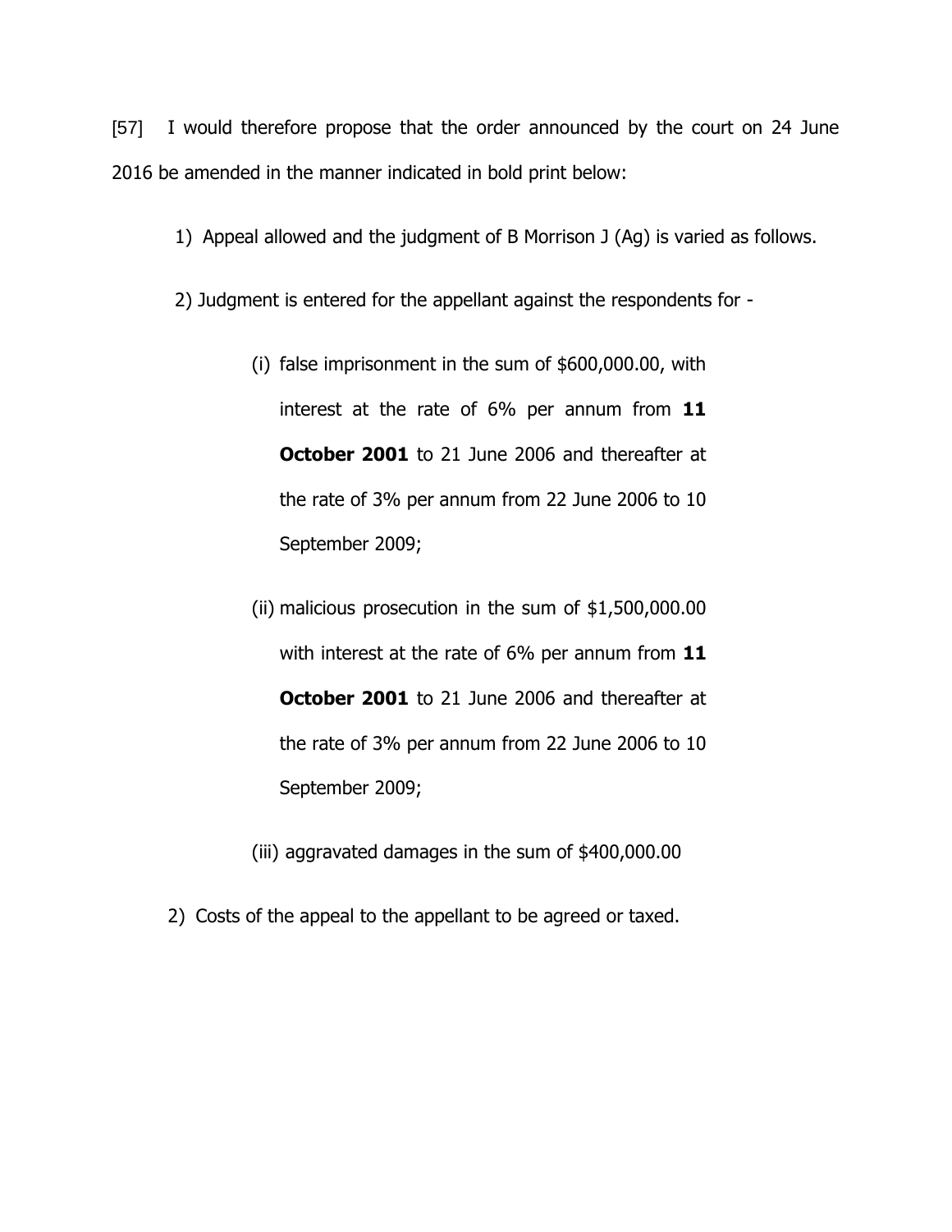[57] I would therefore propose that the order announced by the court on 24 June 2016 be amended in the manner indicated in bold print below:

1) Appeal allowed and the judgment of B Morrison J (Ag) is varied as follows.

2) Judgment is entered for the appellant against the respondents for -

   (i) false imprisonment in the sum of $600,000.00, with interest at the rate of 6% per annum from **11 October 2001** to 21 June 2006 and thereafter at the rate of 3% per annum from 22 June 2006 to 10 September 2009;

   (ii) malicious prosecution in the sum of $1,500,000.00 with interest at the rate of 6% per annum from **11 October 2001** to 21 June 2006 and thereafter at the rate of 3% per annum from 22 June 2006 to 10 September 2009;

   (iii) aggravated damages in the sum of $400,000.00

2) Costs of the appeal to the appellant to be agreed or taxed.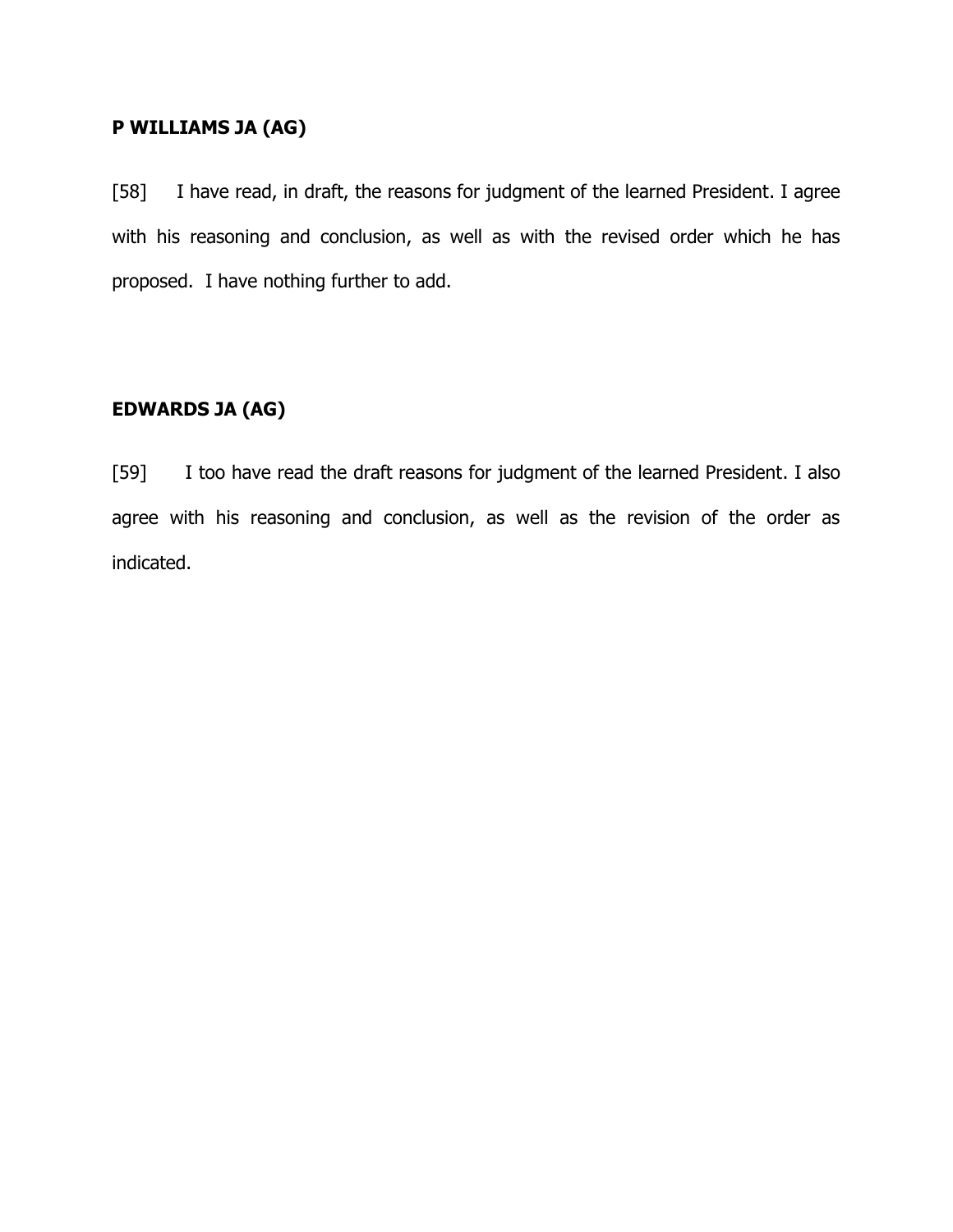**P WILLIAMS JA (AG)**

[58] I have read, in draft, the reasons for judgment of the learned President. I agree with his reasoning and conclusion, as well as with the revised order which he has proposed. I have nothing further to add.

**EDWARDS JA (AG)**

[59] I too have read the draft reasons for judgment of the learned President. I also agree with his reasoning and conclusion, as well as the revision of the order as indicated.